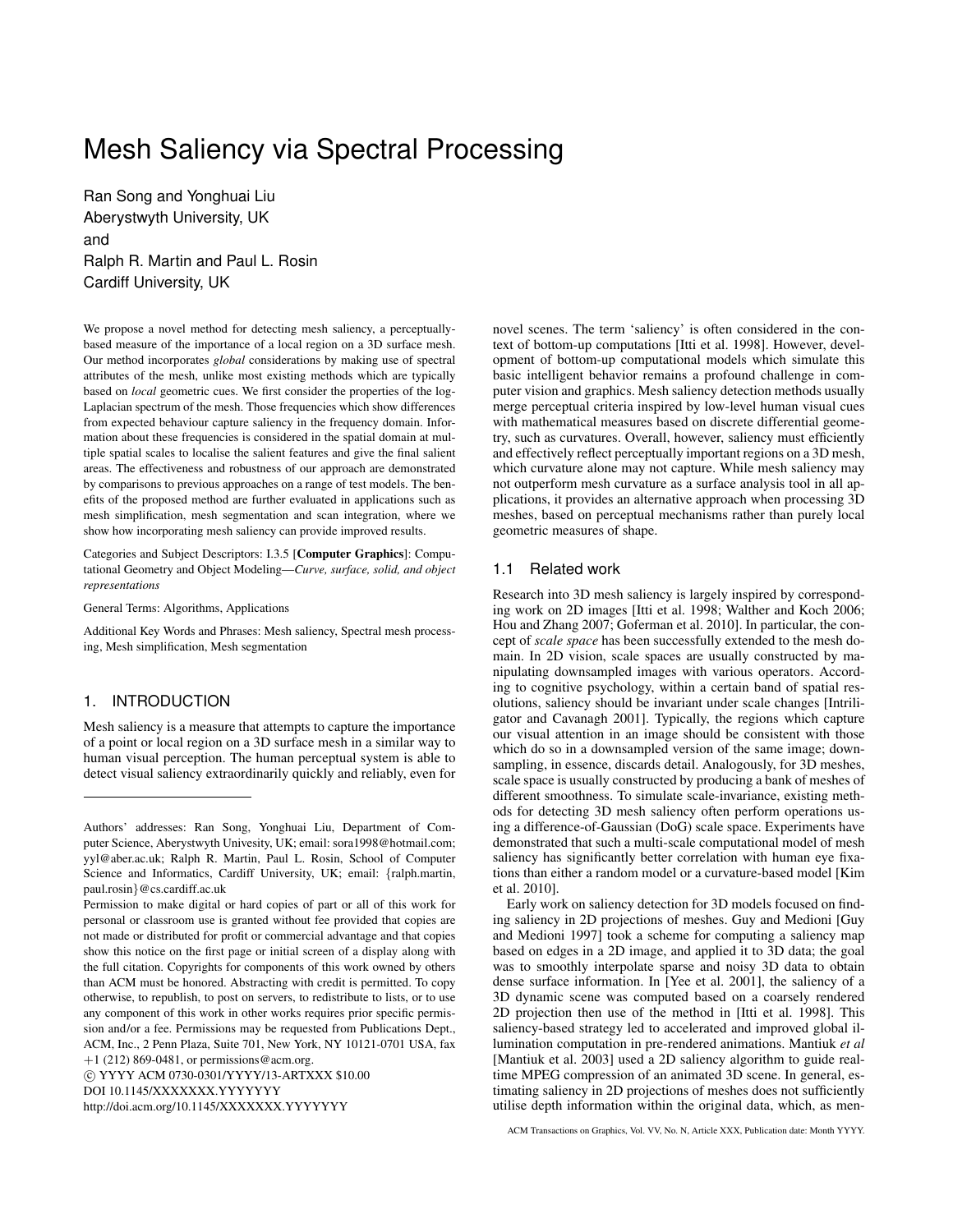# Mesh Saliency via Spectral Processing

Ran Song and Yonghuai Liu
Aberystwyth University, UK
and
Ralph R. Martin and Paul L. Rosin
Cardiff University, UK

We propose a novel method for detecting mesh saliency, a perceptually-based measure of the importance of a local region on a 3D surface mesh. Our method incorporates *global* considerations by making use of spectral attributes of the mesh, unlike most existing methods which are typically based on *local* geometric cues. We first consider the properties of the log-Laplacian spectrum of the mesh. Those frequencies which show differences from expected behaviour capture saliency in the frequency domain. Information about these frequencies is considered in the spatial domain at multiple spatial scales to localise the salient features and give the final salient areas. The effectiveness and robustness of our approach are demonstrated by comparisons to previous approaches on a range of test models. The benefits of the proposed method are further evaluated in applications such as mesh simplification, mesh segmentation and scan integration, where we show how incorporating mesh saliency can provide improved results.

Categories and Subject Descriptors: I.3.5 [**Computer Graphics**]: Computational Geometry and Object Modeling—*Curve, surface, solid, and object representations*

General Terms: Algorithms, Applications

Additional Key Words and Phrases: Mesh saliency, Spectral mesh processing, Mesh simplification, Mesh segmentation

## 1. INTRODUCTION

Mesh saliency is a measure that attempts to capture the importance of a point or local region on a 3D surface mesh in a similar way to human visual perception. The human perceptual system is able to detect visual saliency extraordinarily quickly and reliably, even for novel scenes. The term 'saliency' is often considered in the context of bottom-up computations [Itti et al. 1998]. However, development of bottom-up computational models which simulate this basic intelligent behavior remains a profound challenge in computer vision and graphics. Mesh saliency detection methods usually merge perceptual criteria inspired by low-level human visual cues with mathematical measures based on discrete differential geometry, such as curvatures. Overall, however, saliency must efficiently and effectively reflect perceptually important regions on a 3D mesh, which curvature alone may not capture. While mesh saliency may not outperform mesh curvature as a surface analysis tool in all applications, it provides an alternative approach when processing 3D meshes, based on perceptual mechanisms rather than purely local geometric measures of shape.

### 1.1 Related work

Research into 3D mesh saliency is largely inspired by corresponding work on 2D images [Itti et al. 1998; Walther and Koch 2006; Hou and Zhang 2007; Goferman et al. 2010]. In particular, the concept of *scale space* has been successfully extended to the mesh domain. In 2D vision, scale spaces are usually constructed by manipulating downsampled images with various operators. According to cognitive psychology, within a certain band of spatial resolutions, saliency should be invariant under scale changes [Intriligator and Cavanagh 2001]. Typically, the regions which capture our visual attention in an image should be consistent with those which do so in a downsampled version of the same image; downsampling, in essence, discards detail. Analogously, for 3D meshes, scale space is usually constructed by producing a bank of meshes of different smoothness. To simulate scale-invariance, existing methods for detecting 3D mesh saliency often perform operations using a difference-of-Gaussian (DoG) scale space. Experiments have demonstrated that such a multi-scale computational model of mesh saliency has significantly better correlation with human eye fixations than either a random model or a curvature-based model [Kim et al. 2010].

Early work on saliency detection for 3D models focused on finding saliency in 2D projections of meshes. Guy and Medioni [Guy and Medioni 1997] took a scheme for computing a saliency map based on edges in a 2D image, and applied it to 3D data; the goal was to smoothly interpolate sparse and noisy 3D data to obtain dense surface information. In [Yee et al. 2001], the saliency of a 3D dynamic scene was computed based on a coarsely rendered 2D projection then use of the method in [Itti et al. 1998]. This saliency-based strategy led to accelerated and improved global illumination computation in pre-rendered animations. Mantiuk *et al* [Mantiuk et al. 2003] used a 2D saliency algorithm to guide real-time MPEG compression of an animated 3D scene. In general, estimating saliency in 2D projections of meshes does not sufficiently utilise depth information within the original data, which, as men-

---

Authors' addresses: Ran Song, Yonghuai Liu, Department of Computer Science, Aberystwyth Univesity, UK; email: sora1998@hotmail.com; yyl@aber.ac.uk; Ralph R. Martin, Paul L. Rosin, School of Computer Science and Informatics, Cardiff University, UK; email: {ralph.martin, paul.rosin}@cs.cardiff.ac.uk

Permission to make digital or hard copies of part or all of this work for personal or classroom use is granted without fee provided that copies are not made or distributed for profit or commercial advantage and that copies show this notice on the first page or initial screen of a display along with the full citation. Copyrights for components of this work owned by others than ACM must be honored. Abstracting with credit is permitted. To copy otherwise, to republish, to post on servers, to redistribute to lists, or to use any component of this work in other works requires prior specific permission and/or a fee. Permissions may be requested from Publications Dept., ACM, Inc., 2 Penn Plaza, Suite 701, New York, NY 10121-0701 USA, fax +1 (212) 869-0481, or permissions@acm.org.

© YYYY ACM 0730-0301/YYYY/13-ARTXXX $10.00
DOI 10.1145/XXXXXXX.YYYYYYY
http://doi.acm.org/10.1145/XXXXXXX.YYYYYYY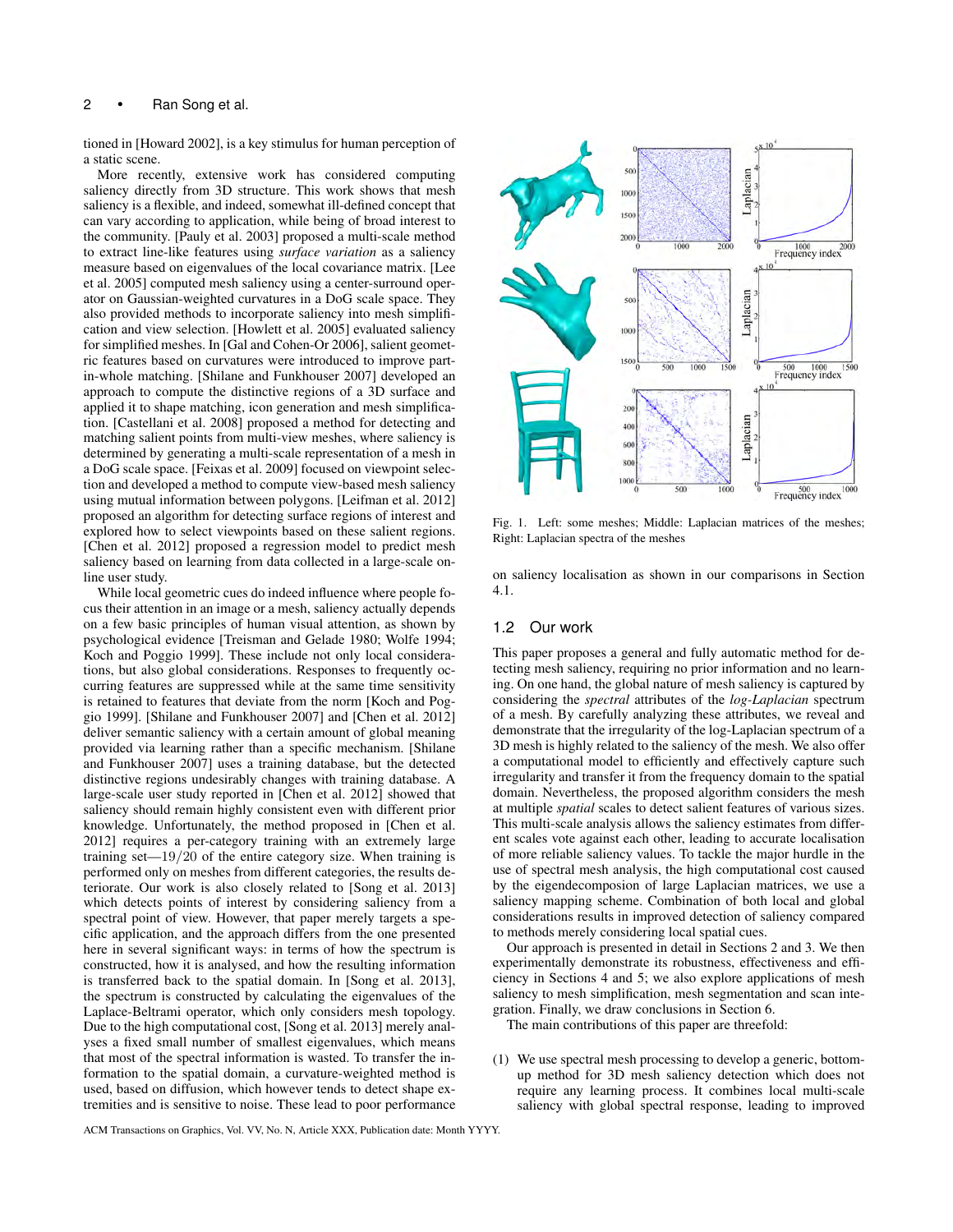tioned in [Howard 2002], is a key stimulus for human perception of a static scene.

More recently, extensive work has considered computing saliency directly from 3D structure. This work shows that mesh saliency is a flexible, and indeed, somewhat ill-defined concept that can vary according to application, while being of broad interest to the community. [Pauly et al. 2003] proposed a multi-scale method to extract line-like features using *surface variation* as a saliency measure based on eigenvalues of the local covariance matrix. [Lee et al. 2005] computed mesh saliency using a center-surround operator on Gaussian-weighted curvatures in a DoG scale space. They also provided methods to incorporate saliency into mesh simplification and view selection. [Howlett et al. 2005] evaluated saliency for simplified meshes. In [Gal and Cohen-Or 2006], salient geometric features based on curvatures were introduced to improve part-in-whole matching. [Shilane and Funkhouser 2007] developed an approach to compute the distinctive regions of a 3D surface and applied it to shape matching, icon generation and mesh simplification. [Castellani et al. 2008] proposed a method for detecting and matching salient points from multi-view meshes, where saliency is determined by generating a multi-scale representation of a mesh in a DoG scale space. [Feixas et al. 2009] focused on viewpoint selection and developed a method to compute view-based mesh saliency using mutual information between polygons. [Leifman et al. 2012] proposed an algorithm for detecting surface regions of interest and explored how to select viewpoints based on these salient regions. [Chen et al. 2012] proposed a regression model to predict mesh saliency based on learning from data collected in a large-scale online user study.

While local geometric cues do indeed influence where people focus their attention in an image or a mesh, saliency actually depends on a few basic principles of human visual attention, as shown by psychological evidence [Treisman and Gelade 1980; Wolfe 1994; Koch and Poggio 1999]. These include not only local considerations, but also global considerations. Responses to frequently occurring features are suppressed while at the same time sensitivity is retained to features that deviate from the norm [Koch and Poggio 1999]. [Shilane and Funkhouser 2007] and [Chen et al. 2012] deliver semantic saliency with a certain amount of global meaning provided via learning rather than a specific mechanism. [Shilane and Funkhouser 2007] uses a training database, but the detected distinctive regions undesirably changes with training database. A large-scale user study reported in [Chen et al. 2012] showed that saliency should remain highly consistent even with different prior knowledge. Unfortunately, the method proposed in [Chen et al. 2012] requires a per-category training with an extremely large training set—$19/20$ of the entire category size. When training is performed only on meshes from different categories, the results deteriorate. Our work is also closely related to [Song et al. 2013] which detects points of interest by considering saliency from a spectral point of view. However, that paper merely targets a specific application, and the approach differs from the one presented here in several significant ways: in terms of how the spectrum is constructed, how it is analysed, and how the resulting information is transferred back to the spatial domain. In [Song et al. 2013], the spectrum is constructed by calculating the eigenvalues of the Laplace-Beltrami operator, which only considers mesh topology. Due to the high computational cost, [Song et al. 2013] merely analyses a fixed small number of smallest eigenvalues, which means that most of the spectral information is wasted. To transfer the information to the spatial domain, a curvature-weighted method is used, based on diffusion, which however tends to detect shape extremities and is sensitive to noise. These lead to poor performance on saliency localisation as shown in our comparisons in Section 4.1.

Fig. 1. Left: some meshes; Middle: Laplacian matrices of the meshes; Right: Laplacian spectra of the meshes

## 1.2 Our work

This paper proposes a general and fully automatic method for detecting mesh saliency, requiring no prior information and no learning. On one hand, the global nature of mesh saliency is captured by considering the *spectral* attributes of the *log-Laplacian* spectrum of a mesh. By carefully analyzing these attributes, we reveal and demonstrate that the irregularity of the log-Laplacian spectrum of a 3D mesh is highly related to the saliency of the mesh. We also offer a computational model to efficiently and effectively capture such irregularity and transfer it from the frequency domain to the spatial domain. Nevertheless, the proposed algorithm considers the mesh at multiple *spatial* scales to detect salient features of various sizes. This multi-scale analysis allows the saliency estimates from different scales vote against each other, leading to accurate localisation of more reliable saliency values. To tackle the major hurdle in the use of spectral mesh analysis, the high computational cost caused by the eigendecomposion of large Laplacian matrices, we use a saliency mapping scheme. Combination of both local and global considerations results in improved detection of saliency compared to methods merely considering local spatial cues.

Our approach is presented in detail in Sections 2 and 3. We then experimentally demonstrate its robustness, effectiveness and efficiency in Sections 4 and 5; we also explore applications of mesh saliency to mesh simplification, mesh segmentation and scan integration. Finally, we draw conclusions in Section 6.

The main contributions of this paper are threefold:

(1) We use spectral mesh processing to develop a generic, bottom-up method for 3D mesh saliency detection which does not require any learning process. It combines local multi-scale saliency with global spectral response, leading to improved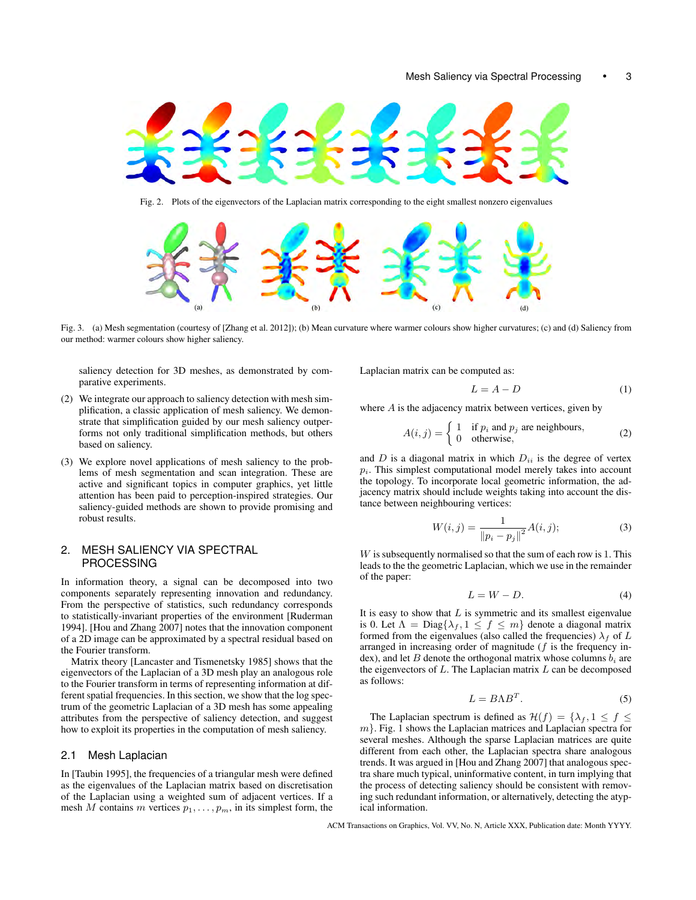Fig. 2. Plots of the eigenvectors of the Laplacian matrix corresponding to the eight smallest nonzero eigenvalues

(a) (b) (c) (d)

Fig. 3. (a) Mesh segmentation (courtesy of [Zhang et al. 2012]); (b) Mean curvature where warmer colours show higher curvatures; (c) and (d) Saliency from our method: warmer colours show higher saliency.

saliency detection for 3D meshes, as demonstrated by comparative experiments.

(2) We integrate our approach to saliency detection with mesh simplification, a classic application of mesh saliency. We demonstrate that simplification guided by our mesh saliency outperforms not only traditional simplification methods, but others based on saliency.

(3) We explore novel applications of mesh saliency to the problems of mesh segmentation and scan integration. These are active and significant topics in computer graphics, yet little attention has been paid to perception-inspired strategies. Our saliency-guided methods are shown to provide promising and robust results.

## 2. MESH SALIENCY VIA SPECTRAL PROCESSING

In information theory, a signal can be decomposed into two components separately representing innovation and redundancy. From the perspective of statistics, such redundancy corresponds to statistically-invariant properties of the environment [Ruderman 1994]. [Hou and Zhang 2007] notes that the innovation component of a 2D image can be approximated by a spectral residual based on the Fourier transform.

Matrix theory [Lancaster and Tismenetsky 1985] shows that the eigenvectors of the Laplacian of a 3D mesh play an analogous role to the Fourier transform in terms of representing information at different spatial frequencies. In this section, we show that the log spectrum of the geometric Laplacian of a 3D mesh has some appealing attributes from the perspective of saliency detection, and suggest how to exploit its properties in the computation of mesh saliency.

### 2.1 Mesh Laplacian

In [Taubin 1995], the frequencies of a triangular mesh were defined as the eigenvalues of the Laplacian matrix based on discretisation of the Laplacian using a weighted sum of adjacent vertices. If a mesh $M$ contains $m$ vertices $p_1, \ldots, p_m$, in its simplest form, the Laplacian matrix can be computed as:

$$L = A - D \tag{1}$$

where $A$ is the adjacency matrix between vertices, given by

$$A(i,j) = \begin{cases} 1 & \text{if } p_i \text{ and } p_j \text{ are neighbours,} \\ 0 & \text{otherwise,} \end{cases} \tag{2}$$

and $D$ is a diagonal matrix in which $D_{ii}$ is the degree of vertex $p_i$. This simplest computational model merely takes into account the topology. To incorporate local geometric information, the adjacency matrix should include weights taking into account the distance between neighbouring vertices:

$$W(i,j) = \frac{1}{\|p_i - p_j\|^2} A(i,j); \tag{3}$$

$W$ is subsequently normalised so that the sum of each row is 1. This leads to the the geometric Laplacian, which we use in the remainder of the paper:

$$L = W - D. \tag{4}$$

It is easy to show that $L$ is symmetric and its smallest eigenvalue is 0. Let $\Lambda = \text{Diag}\{\lambda_f, 1 \leq f \leq m\}$ denote a diagonal matrix formed from the eigenvalues (also called the frequencies) $\lambda_f$ of $L$ arranged in increasing order of magnitude ($f$ is the frequency index), and let $B$ denote the orthogonal matrix whose columns $b_i$ are the eigenvectors of $L$. The Laplacian matrix $L$ can be decomposed as follows:

$$L = B \Lambda B^T. \tag{5}$$

The Laplacian spectrum is defined as $\mathcal{H}(f) = \{\lambda_f, 1 \leq f \leq m\}$. Fig. 1 shows the Laplacian matrices and Laplacian spectra for several meshes. Although the sparse Laplacian matrices are quite different from each other, the Laplacian spectra share analogous trends. It was argued in [Hou and Zhang 2007] that analogous spectra share much typical, uninformative content, in turn implying that the process of detecting saliency should be consistent with removing such redundant information, or alternatively, detecting the atypical information.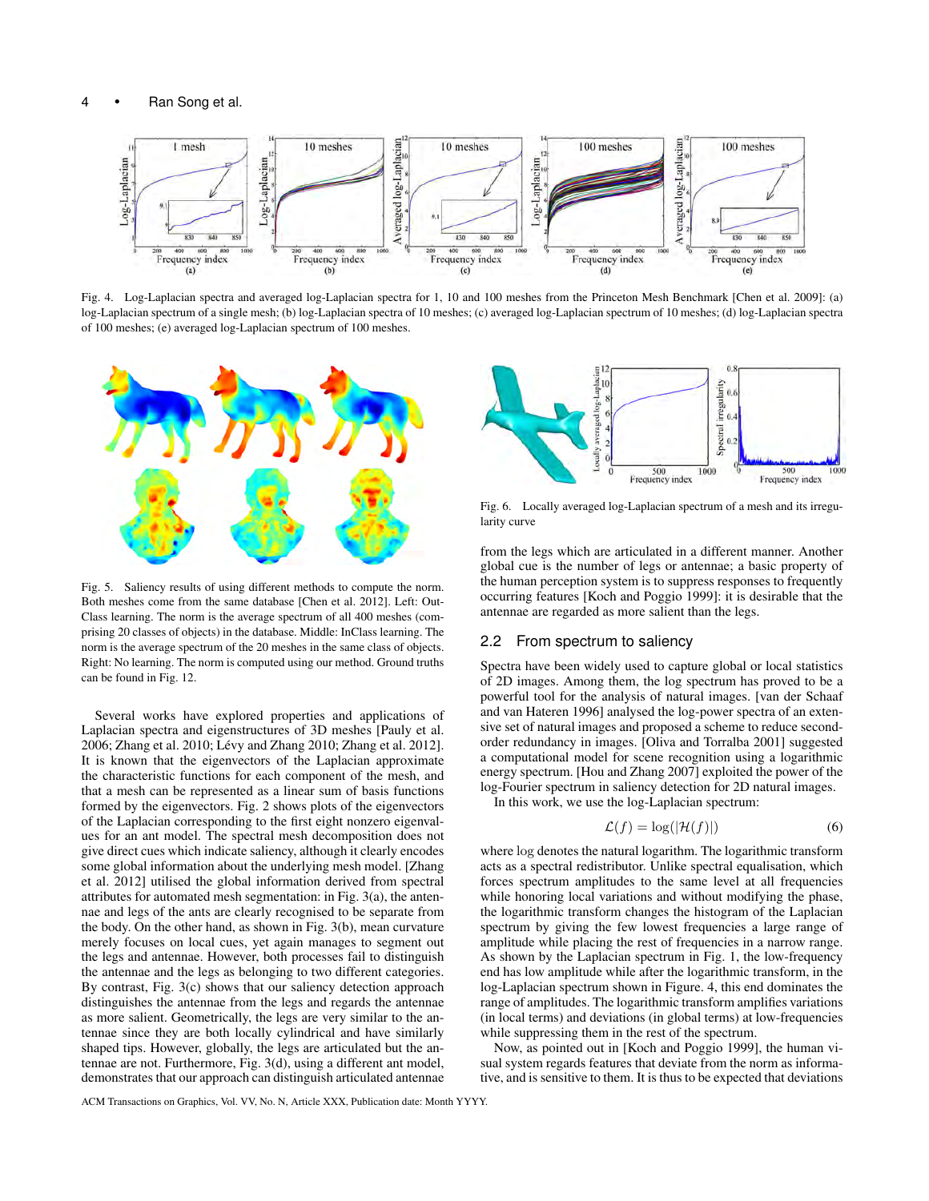1 mesh

Log-Laplacian

Frequency index

(a)

10 meshes

Log-Laplacian

Frequency index

(b)

10 meshes

Averaged log-Laplacian

Frequency index

(c)

100 meshes

Log-Laplacian

Frequency index

(d)

100 meshes

Averaged log-Laplacian

Frequency index

(e)

Fig. 4. Log-Laplacian spectra and averaged log-Laplacian spectra for 1, 10 and 100 meshes from the Princeton Mesh Benchmark [Chen et al. 2009]: (a) log-Laplacian spectrum of a single mesh; (b) log-Laplacian spectra of 10 meshes; (c) averaged log-Laplacian spectrum of 10 meshes; (d) log-Laplacian spectra of 100 meshes; (e) averaged log-Laplacian spectrum of 100 meshes.

Fig. 5. Saliency results of using different methods to compute the norm. Both meshes come from the same database [Chen et al. 2012]. Left: Out-Class learning. The norm is the average spectrum of all 400 meshes (comprising 20 classes of objects) in the database. Middle: InClass learning. The norm is the average spectrum of the 20 meshes in the same class of objects. Right: No learning. The norm is computed using our method. Ground truths can be found in Fig. 12.

Several works have explored properties and applications of Laplacian spectra and eigenstructures of 3D meshes [Pauly et al. 2006; Zhang et al. 2010; Lévy and Zhang 2010; Zhang et al. 2012]. It is known that the eigenvectors of the Laplacian approximate the characteristic functions for each component of the mesh, and that a mesh can be represented as a linear sum of basis functions formed by the eigenvectors. Fig. 2 shows plots of the eigenvectors of the Laplacian corresponding to the first eight nonzero eigenvalues for an ant model. The spectral mesh decomposition does not give direct cues which indicate saliency, although it clearly encodes some global information about the underlying mesh model. [Zhang et al. 2012] utilised the global information derived from spectral attributes for automated mesh segmentation: in Fig. 3(a), the antennae and legs of the ants are clearly recognised to be separate from the body. On the other hand, as shown in Fig. 3(b), mean curvature merely focuses on local cues, yet again manages to segment out the legs and antennae. However, both processes fail to distinguish the antennae and the legs as belonging to two different categories. By contrast, Fig. 3(c) shows that our saliency detection approach distinguishes the antennae from the legs and regards the antennae as more salient. Geometrically, the legs are very similar to the antennae since they are both locally cylindrical and have similarly shaped tips. However, globally, the legs are articulated but the antennae are not. Furthermore, Fig. 3(d), using a different ant model, demonstrates that our approach can distinguish articulated antennae from the legs which are articulated in a different manner. Another global cue is the number of legs or antennae; a basic property of the human perception system is to suppress responses to frequently occurring features [Koch and Poggio 1999]: it is desirable that the antennae are regarded as more salient than the legs.

Locally averaged log-Laplacian

Frequency index

Spectral irregularity

Frequency index

Fig. 6. Locally averaged log-Laplacian spectrum of a mesh and its irregularity curve

## 2.2 From spectrum to saliency

Spectra have been widely used to capture global or local statistics of 2D images. Among them, the log spectrum has proved to be a powerful tool for the analysis of natural images. [van der Schaaf and van Hateren 1996] analysed the log-power spectra of an extensive set of natural images and proposed a scheme to reduce second-order redundancy in images. [Oliva and Torralba 2001] suggested a computational model for scene recognition using a logarithmic energy spectrum. [Hou and Zhang 2007] exploited the power of the log-Fourier spectrum in saliency detection for 2D natural images.

In this work, we use the log-Laplacian spectrum:

$$\mathcal{L}(f) = \log(|\mathcal{H}(f)|) \tag{6}$$

where log denotes the natural logarithm. The logarithmic transform acts as a spectral redistributor. Unlike spectral equalisation, which forces spectrum amplitudes to the same level at all frequencies while honoring local variations and without modifying the phase, the logarithmic transform changes the histogram of the Laplacian spectrum by giving the few lowest frequencies a large range of amplitude while placing the rest of frequencies in a narrow range. As shown by the Laplacian spectrum in Fig. 1, the low-frequency end has low amplitude while after the logarithmic transform, in the log-Laplacian spectrum shown in Figure. 4, this end dominates the range of amplitudes. The logarithmic transform amplifies variations (in local terms) and deviations (in global terms) at low-frequencies while suppressing them in the rest of the spectrum.

Now, as pointed out in [Koch and Poggio 1999], the human visual system regards features that deviate from the norm as informative, and is sensitive to them. It is thus to be expected that deviations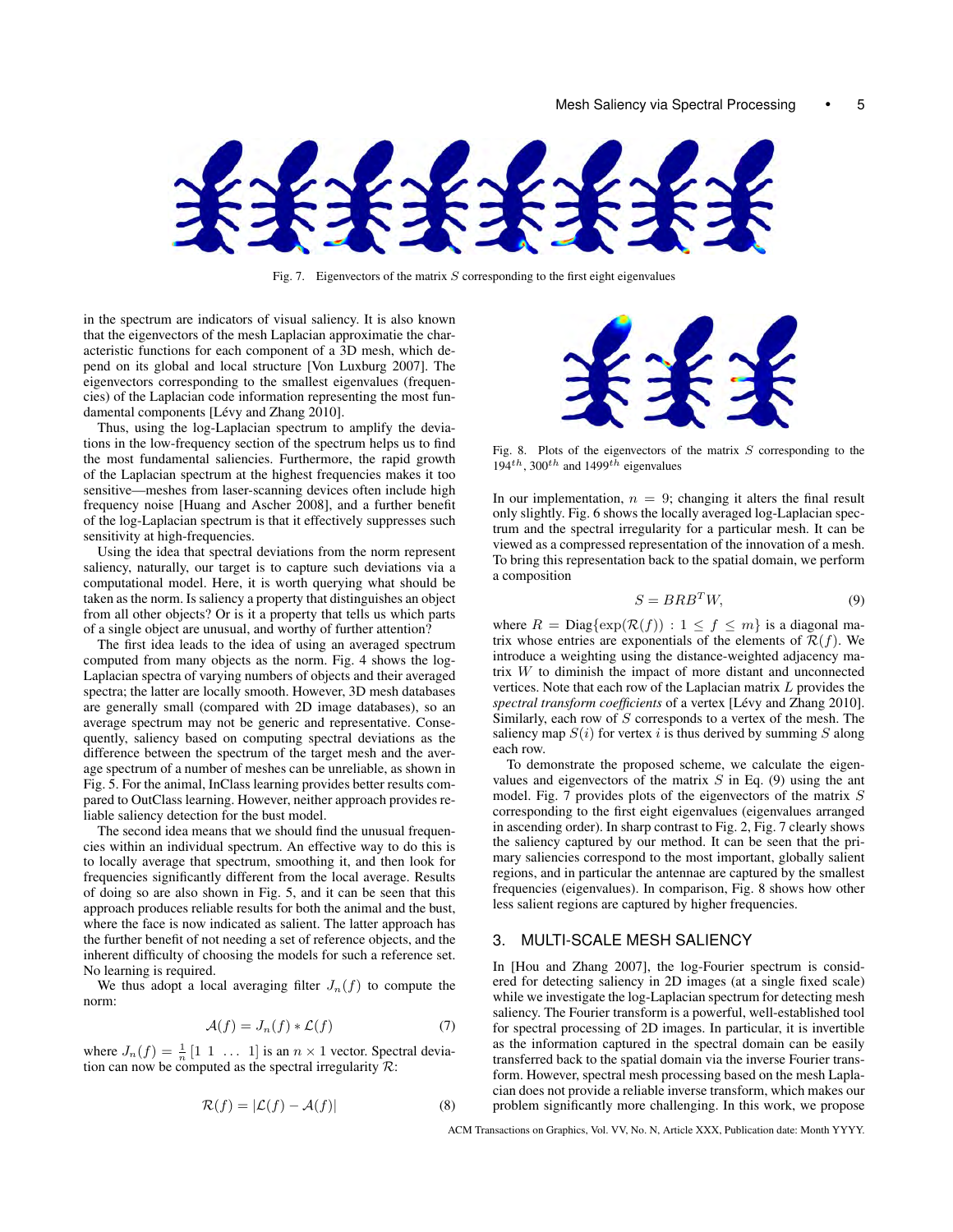Fig. 7. Eigenvectors of the matrix $S$ corresponding to the first eight eigenvalues

in the spectrum are indicators of visual saliency. It is also known that the eigenvectors of the mesh Laplacian approximatie the characteristic functions for each component of a 3D mesh, which depend on its global and local structure [Von Luxburg 2007]. The eigenvectors corresponding to the smallest eigenvalues (frequencies) of the Laplacian code information representing the most fundamental components [Lévy and Zhang 2010].

Thus, using the log-Laplacian spectrum to amplify the deviations in the low-frequency section of the spectrum helps us to find the most fundamental saliencies. Furthermore, the rapid growth of the Laplacian spectrum at the highest frequencies makes it too sensitive—meshes from laser-scanning devices often include high frequency noise [Huang and Ascher 2008], and a further benefit of the log-Laplacian spectrum is that it effectively suppresses such sensitivity at high-frequencies.

Using the idea that spectral deviations from the norm represent saliency, naturally, our target is to capture such deviations via a computational model. Here, it is worth querying what should be taken as the norm. Is saliency a property that distinguishes an object from all other objects? Or is it a property that tells us which parts of a single object are unusual, and worthy of further attention?

The first idea leads to the idea of using an averaged spectrum computed from many objects as the norm. Fig. 4 shows the log-Laplacian spectra of varying numbers of objects and their averaged spectra; the latter are locally smooth. However, 3D mesh databases are generally small (compared with 2D image databases), so an average spectrum may not be generic and representative. Consequently, saliency based on computing spectral deviations as the difference between the spectrum of the target mesh and the average spectrum of a number of meshes can be unreliable, as shown in Fig. 5. For the animal, InClass learning provides better results compared to OutClass learning. However, neither approach provides reliable saliency detection for the bust model.

The second idea means that we should find the unusual frequencies within an individual spectrum. An effective way to do this is to locally average that spectrum, smoothing it, and then look for frequencies significantly different from the local average. Results of doing so are also shown in Fig. 5, and it can be seen that this approach produces reliable results for both the animal and the bust, where the face is now indicated as salient. The latter approach has the further benefit of not needing a set of reference objects, and the inherent difficulty of choosing the models for such a reference set. No learning is required.

We thus adopt a local averaging filter $J_n(f)$ to compute the norm:

$$\mathcal{A}(f) = J_n(f) * \mathcal{L}(f) \tag{7}$$

where $J_n(f) = \frac{1}{n}[1 \ 1 \ \ldots \ 1]$ is an $n \times 1$ vector. Spectral deviation can now be computed as the spectral irregularity $\mathcal{R}$:

$$\mathcal{R}(f) = |\mathcal{L}(f) - \mathcal{A}(f)| \tag{8}$$

Fig. 8. Plots of the eigenvectors of the matrix $S$ corresponding to the $194^{th}$, $300^{th}$ and $1499^{th}$ eigenvalues

In our implementation, $n = 9$; changing it alters the final result only slightly. Fig. 6 shows the locally averaged log-Laplacian spectrum and the spectral irregularity for a particular mesh. It can be viewed as a compressed representation of the innovation of a mesh. To bring this representation back to the spatial domain, we perform a composition

$$S = BRB^TW, \tag{9}$$

where $R = \text{Diag}\{\exp(\mathcal{R}(f)) : 1 \leq f \leq m\}$ is a diagonal matrix whose entries are exponentials of the elements of $\mathcal{R}(f)$. We introduce a weighting using the distance-weighted adjacency matrix $W$ to diminish the impact of more distant and unconnected vertices. Note that each row of the Laplacian matrix $L$ provides the *spectral transform coefficients* of a vertex [Lévy and Zhang 2010]. Similarly, each row of $S$ corresponds to a vertex of the mesh. The saliency map $S(i)$ for vertex $i$ is thus derived by summing $S$ along each row.

To demonstrate the proposed scheme, we calculate the eigenvalues and eigenvectors of the matrix $S$ in Eq. (9) using the ant model. Fig. 7 provides plots of the eigenvectors of the matrix $S$ corresponding to the first eight eigenvalues (eigenvalues arranged in ascending order). In sharp contrast to Fig. 2, Fig. 7 clearly shows the saliency captured by our method. It can be seen that the primary saliencies correspond to the most important, globally salient regions, and in particular the antennae are captured by the smallest frequencies (eigenvalues). In comparison, Fig. 8 shows how other less salient regions are captured by higher frequencies.

## 3. MULTI-SCALE MESH SALIENCY

In [Hou and Zhang 2007], the log-Fourier spectrum is considered for detecting saliency in 2D images (at a single fixed scale) while we investigate the log-Laplacian spectrum for detecting mesh saliency. The Fourier transform is a powerful, well-established tool for spectral processing of 2D images. In particular, it is invertible as the information captured in the spectral domain can be easily transferred back to the spatial domain via the inverse Fourier transform. However, spectral mesh processing based on the mesh Laplacian does not provide a reliable inverse transform, which makes our problem significantly more challenging. In this work, we propose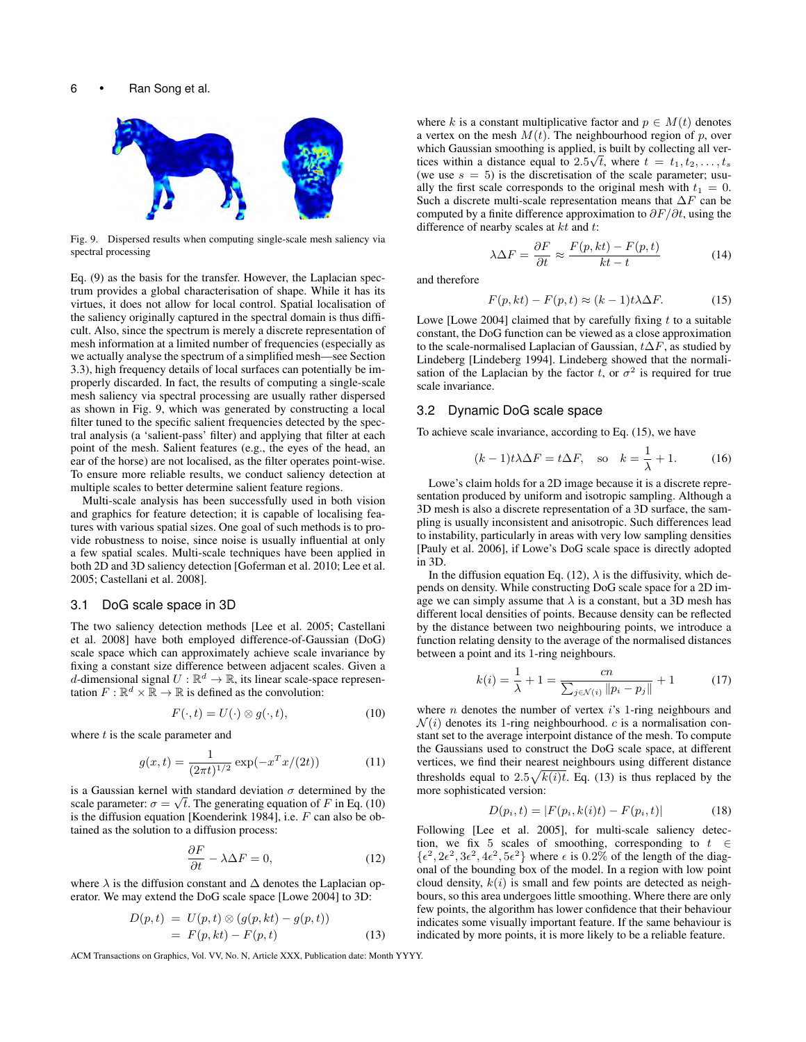Fig. 9. Dispersed results when computing single-scale mesh saliency via spectral processing

Eq. (9) as the basis for the transfer. However, the Laplacian spectrum provides a global characterisation of shape. While it has its virtues, it does not allow for local control. Spatial localisation of the saliency originally captured in the spectral domain is thus difficult. Also, since the spectrum is merely a discrete representation of mesh information at a limited number of frequencies (especially as we actually analyse the spectrum of a simplified mesh—see Section 3.3), high frequency details of local surfaces can potentially be improperly discarded. In fact, the results of computing a single-scale mesh saliency via spectral processing are usually rather dispersed as shown in Fig. 9, which was generated by constructing a local filter tuned to the specific salient frequencies detected by the spectral analysis (a 'salient-pass' filter) and applying that filter at each point of the mesh. Salient features (e.g., the eyes of the head, an ear of the horse) are not localised, as the filter operates point-wise. To ensure more reliable results, we conduct saliency detection at multiple scales to better determine salient feature regions.

Multi-scale analysis has been successfully used in both vision and graphics for feature detection; it is capable of localising features with various spatial sizes. One goal of such methods is to provide robustness to noise, since noise is usually influential at only a few spatial scales. Multi-scale techniques have been applied in both 2D and 3D saliency detection [Goferman et al. 2010; Lee et al. 2005; Castellani et al. 2008].

## 3.1 DoG scale space in 3D

The two saliency detection methods [Lee et al. 2005; Castellani et al. 2008] have both employed difference-of-Gaussian (DoG) scale space which can approximately achieve scale invariance by fixing a constant size difference between adjacent scales. Given a $d$-dimensional signal $U : \mathbb{R}^d \to \mathbb{R}$, its linear scale-space representation $F : \mathbb{R}^d \times \mathbb{R} \to \mathbb{R}$ is defined as the convolution:

$$F(\cdot, t) = U(\cdot) \otimes g(\cdot, t), \tag{10}$$

where $t$ is the scale parameter and

$$g(x, t) = \frac{1}{(2\pi t)^{1/2}} \exp(-x^T x/(2t)) \tag{11}$$

is a Gaussian kernel with standard deviation $\sigma$ determined by the scale parameter: $\sigma = \sqrt{t}$. The generating equation of $F$ in Eq. (10) is the diffusion equation [Koenderink 1984], i.e. $F$ can also be obtained as the solution to a diffusion process:

$$\frac{\partial F}{\partial t} - \lambda \Delta F = 0, \tag{12}$$

where $\lambda$ is the diffusion constant and $\Delta$ denotes the Laplacian operator. We may extend the DoG scale space [Lowe 2004] to 3D:

$$\begin{aligned} D(p, t) &= U(p, t) \otimes (g(p, kt) - g(p, t)) \\ &= F(p, kt) - F(p, t) \end{aligned} \tag{13}$$

where $k$ is a constant multiplicative factor and $p \in M(t)$ denotes a vertex on the mesh $M(t)$. The neighbourhood region of $p$, over which Gaussian smoothing is applied, is built by collecting all vertices within a distance equal to $2.5\sqrt{t}$, where $t = t_1, t_2, \ldots, t_s$ (we use $s = 5$) is the discretisation of the scale parameter; usually the first scale corresponds to the original mesh with $t_1 = 0$. Such a discrete multi-scale representation means that $\Delta F$ can be computed by a finite difference approximation to $\partial F/\partial t$, using the difference of nearby scales at $kt$ and $t$:

$$\lambda \Delta F = \frac{\partial F}{\partial t} \approx \frac{F(p, kt) - F(p, t)}{kt - t} \tag{14}$$

and therefore

$$F(p, kt) - F(p, t) \approx (k - 1)t\lambda \Delta F. \tag{15}$$

Lowe [Lowe 2004] claimed that by carefully fixing $t$ to a suitable constant, the DoG function can be viewed as a close approximation to the scale-normalised Laplacian of Gaussian, $t\Delta F$, as studied by Lindeberg [Lindeberg 1994]. Lindeberg showed that the normalisation of the Laplacian by the factor $t$, or $\sigma^2$ is required for true scale invariance.

## 3.2 Dynamic DoG scale space

To achieve scale invariance, according to Eq. (15), we have

$$(k - 1)t\lambda \Delta F = t\Delta F, \quad \text{so} \quad k = \frac{1}{\lambda} + 1. \tag{16}$$

Lowe's claim holds for a 2D image because it is a discrete representation produced by uniform and isotropic sampling. Although a 3D mesh is also a discrete representation of a 3D surface, the sampling is usually inconsistent and anisotropic. Such differences lead to instability, particularly in areas with very low sampling densities [Pauly et al. 2006], if Lowe's DoG scale space is directly adopted in 3D.

In the diffusion equation Eq. (12), $\lambda$ is the diffusivity, which depends on density. While constructing DoG scale space for a 2D image we can simply assume that $\lambda$ is a constant, but a 3D mesh has different local densities of points. Because density can be reflected by the distance between two neighbouring points, we introduce a function relating density to the average of the normalised distances between a point and its 1-ring neighbours.

$$k(i) = \frac{1}{\lambda} + 1 = \frac{cn}{\sum_{j \in \mathcal{N}(i)} \|p_i - p_j\|} + 1 \tag{17}$$

where $n$ denotes the number of vertex $i$'s 1-ring neighbours and $\mathcal{N}(i)$ denotes its 1-ring neighbourhood. $c$ is a normalisation constant set to the average interpoint distance of the mesh. To compute the Gaussians used to construct the DoG scale space, at different vertices, we find their nearest neighbours using different distance thresholds equal to $2.5\sqrt{k(i)t}$. Eq. (13) is thus replaced by the more sophisticated version:

$$D(p_i, t) = |F(p_i, k(i)t) - F(p_i, t)| \tag{18}$$

Following [Lee et al. 2005], for multi-scale saliency detection, we fix 5 scales of smoothing, corresponding to $t \in \{\epsilon^2, 2\epsilon^2, 3\epsilon^2, 4\epsilon^2, 5\epsilon^2\}$ where $\epsilon$ is 0.2% of the length of the diagonal of the bounding box of the model. In a region with low point cloud density, $k(i)$ is small and few points are detected as neighbours, so this area undergoes little smoothing. Where there are only few points, the algorithm has lower confidence that their behaviour indicates some visually important feature. If the same behaviour is indicated by more points, it is more likely to be a reliable feature.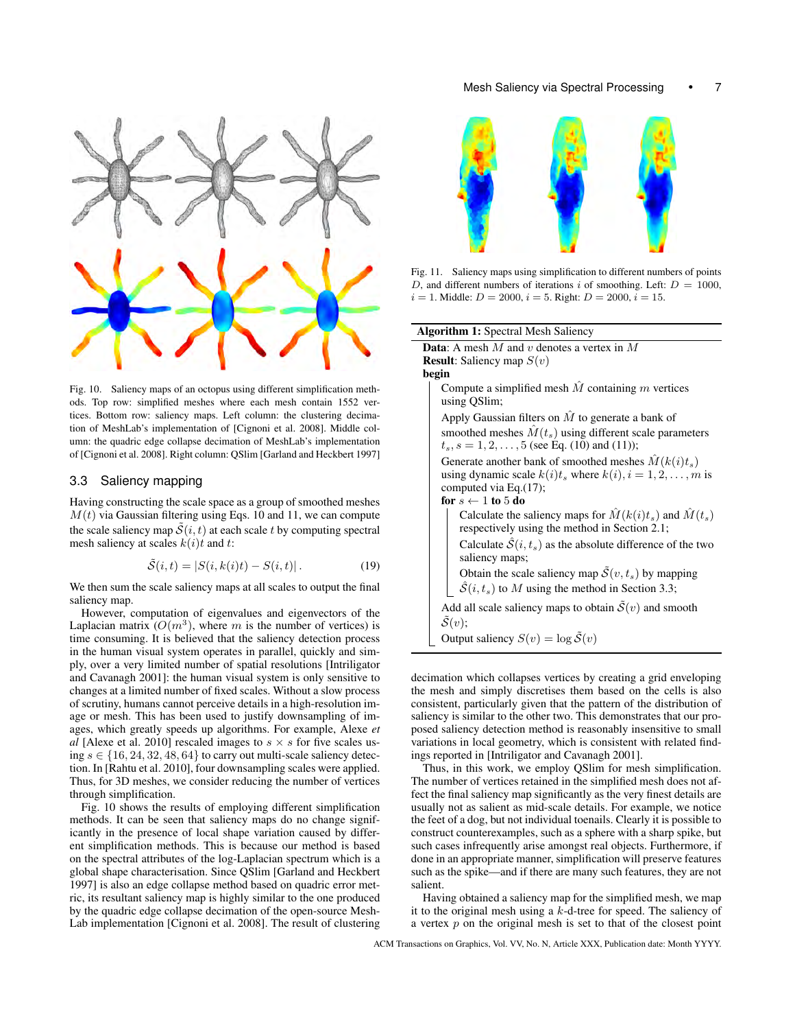Fig. 10. Saliency maps of an octopus using different simplification methods. Top row: simplified meshes where each mesh contain 1552 vertices. Bottom row: saliency maps. Left column: the clustering decimation of MeshLab's implementation of [Cignoni et al. 2008]. Middle column: the quadric edge collapse decimation of MeshLab's implementation of [Cignoni et al. 2008]. Right column: QSlim [Garland and Heckbert 1997]

### 3.3 Saliency mapping

Having constructing the scale space as a group of smoothed meshes $M(t)$ via Gaussian filtering using Eqs. 10 and 11, we can compute the scale saliency map $\tilde{S}(i,t)$ at each scale $t$ by computing spectral mesh saliency at scales $k(i)t$ and $t$:

$$\tilde{S}(i,t) = |S(i,k(i)t) - S(i,t)|\,. \tag{19}$$

We then sum the scale saliency maps at all scales to output the final saliency map.

However, computation of eigenvalues and eigenvectors of the Laplacian matrix ($O(m^3)$, where $m$ is the number of vertices) is time consuming. It is believed that the saliency detection process in the human visual system operates in parallel, quickly and simply, over a very limited number of spatial resolutions [Intriligator and Cavanagh 2001]: the human visual system is only sensitive to changes at a limited number of fixed scales. Without a slow process of scrutiny, humans cannot perceive details in a high-resolution image or mesh. This has been used to justify downsampling of images, which greatly speeds up algorithms. For example, Alexe *et al* [Alexe et al. 2010] rescaled images to $s \times s$ for five scales using $s \in \{16, 24, 32, 48, 64\}$ to carry out multi-scale saliency detection. In [Rahtu et al. 2010], four downsampling scales were applied. Thus, for 3D meshes, we consider reducing the number of vertices through simplification.

Fig. 10 shows the results of employing different simplification methods. It can be seen that saliency maps do no change significantly in the presence of local shape variation caused by different simplification methods. This is because our method is based on the spectral attributes of the log-Laplacian spectrum which is a global shape characterisation. Since QSlim [Garland and Heckbert 1997] is also an edge collapse method based on quadric error metric, its resultant saliency map is highly similar to the one produced by the quadric edge collapse decimation of the open-source MeshLab implementation [Cignoni et al. 2008]. The result of clustering decimation which collapses vertices by creating a grid enveloping the mesh and simply discretises them based on the cells is also consistent, particularly given that the pattern of the distribution of saliency is similar to the other two. This demonstrates that our proposed saliency detection method is reasonably insensitive to small variations in local geometry, which is consistent with related findings reported in [Intriligator and Cavanagh 2001].

Thus, in this work, we employ QSlim for mesh simplification. The number of vertices retained in the simplified mesh does not affect the final saliency map significantly as the very finest details are usually not as salient as mid-scale details. For example, we notice the feet of a dog, but not individual toenails. Clearly it is possible to construct counterexamples, such as a sphere with a sharp spike, but such cases infrequently arise amongst real objects. Furthermore, if done in an appropriate manner, simplification will preserve features such as the spike—and if there are many such features, they are not salient.

Having obtained a saliency map for the simplified mesh, we map it to the original mesh using a $k$-d-tree for speed. The saliency of a vertex $p$ on the original mesh is set to that of the closest point

Fig. 11. Saliency maps using simplification to different numbers of points $D$, and different numbers of iterations $i$ of smoothing. Left: $D = 1000$, $i = 1$. Middle: $D = 2000$, $i = 5$. Right: $D = 2000$, $i = 15$.

**Algorithm 1:** Spectral Mesh Saliency

**Data**: A mesh $M$ and $v$ denotes a vertex in $M$
**Result**: Saliency map $S(v)$
**begin**
- Compute a simplified mesh $\hat{M}$ containing $m$ vertices using QSlim;
- Apply Gaussian filters on $\hat{M}$ to generate a bank of smoothed meshes $\hat{M}(t_s)$ using different scale parameters $t_s, s = 1, 2, \ldots, 5$ (see Eq. (10) and (11));
- Generate another bank of smoothed meshes $\hat{M}(k(i)t_s)$ using dynamic scale $k(i)t_s$ where $k(i), i = 1, 2, \ldots, m$ is computed via Eq.(17);
- **for** $s \leftarrow 1$ **to** 5 **do**
  - Calculate the saliency maps for $\hat{M}(k(i)t_s)$ and $\hat{M}(t_s)$ respectively using the method in Section 2.1;
  - Calculate $\hat{S}(i, t_s)$ as the absolute difference of the two saliency maps;
  - Obtain the scale saliency map $\tilde{S}(v, t_s)$ by mapping $\hat{S}(i, t_s)$ to $M$ using the method in Section 3.3;
- Add all scale saliency maps to obtain $\tilde{S}(v)$ and smooth $\tilde{S}(v)$;
- Output saliency $S(v) = \log \tilde{S}(v)$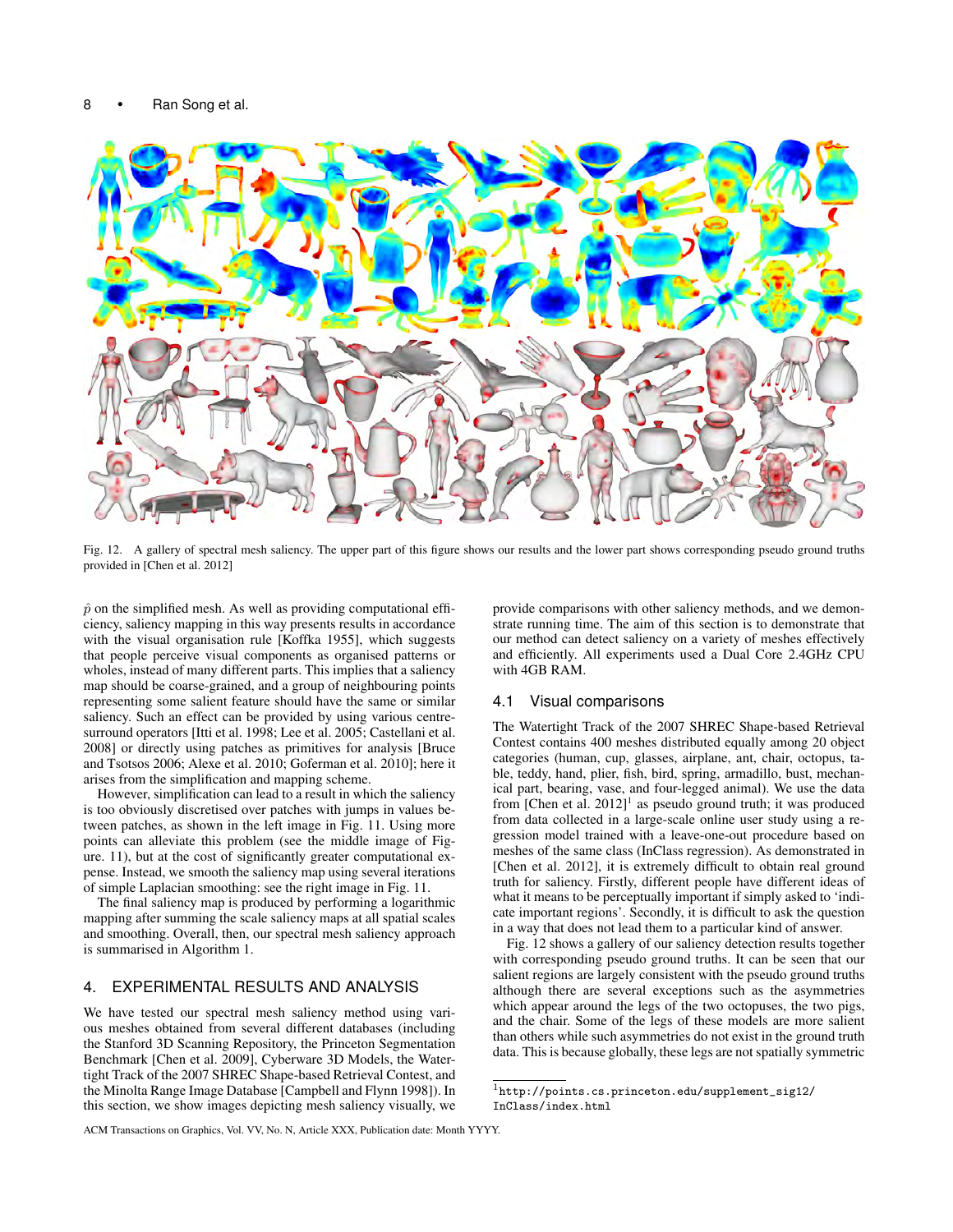Fig. 12. A gallery of spectral mesh saliency. The upper part of this figure shows our results and the lower part shows corresponding pseudo ground truths provided in [Chen et al. 2012]

$\hat{p}$ on the simplified mesh. As well as providing computational efficiency, saliency mapping in this way presents results in accordance with the visual organisation rule [Koffka 1955], which suggests that people perceive visual components as organised patterns or wholes, instead of many different parts. This implies that a saliency map should be coarse-grained, and a group of neighbouring points representing some salient feature should have the same or similar saliency. Such an effect can be provided by using various centre-surround operators [Itti et al. 1998; Lee et al. 2005; Castellani et al. 2008] or directly using patches as primitives for analysis [Bruce and Tsotsos 2006; Alexe et al. 2010; Goferman et al. 2010]; here it arises from the simplification and mapping scheme.

However, simplification can lead to a result in which the saliency is too obviously discretised over patches with jumps in values between patches, as shown in the left image in Fig. 11. Using more points can alleviate this problem (see the middle image of Figure. 11), but at the cost of significantly greater computational expense. Instead, we smooth the saliency map using several iterations of simple Laplacian smoothing: see the right image in Fig. 11.

The final saliency map is produced by performing a logarithmic mapping after summing the scale saliency maps at all spatial scales and smoothing. Overall, then, our spectral mesh saliency approach is summarised in Algorithm 1.

## 4. EXPERIMENTAL RESULTS AND ANALYSIS

We have tested our spectral mesh saliency method using various meshes obtained from several different databases (including the Stanford 3D Scanning Repository, the Princeton Segmentation Benchmark [Chen et al. 2009], Cyberware 3D Models, the Watertight Track of the 2007 SHREC Shape-based Retrieval Contest, and the Minolta Range Image Database [Campbell and Flynn 1998]). In this section, we show images depicting mesh saliency visually, we provide comparisons with other saliency methods, and we demonstrate running time. The aim of this section is to demonstrate that our method can detect saliency on a variety of meshes effectively and efficiently. All experiments used a Dual Core 2.4GHz CPU with 4GB RAM.

### 4.1 Visual comparisons

The Watertight Track of the 2007 SHREC Shape-based Retrieval Contest contains 400 meshes distributed equally among 20 object categories (human, cup, glasses, airplane, ant, chair, octopus, table, teddy, hand, plier, fish, bird, spring, armadillo, bust, mechanical part, bearing, vase, and four-legged animal). We use the data from [Chen et al. 2012][1] as pseudo ground truth; it was produced from data collected in a large-scale online user study using a regression model trained with a leave-one-out procedure based on meshes of the same class (InClass regression). As demonstrated in [Chen et al. 2012], it is extremely difficult to obtain real ground truth for saliency. Firstly, different people have different ideas of what it means to be perceptually important if simply asked to 'indicate important regions'. Secondly, it is difficult to ask the question in a way that does not lead them to a particular kind of answer.

Fig. 12 shows a gallery of our saliency detection results together with corresponding pseudo ground truths. It can be seen that our salient regions are largely consistent with the pseudo ground truths although there are several exceptions such as the asymmetries which appear around the legs of the two octopuses, the two pigs, and the chair. Some of the legs of these models are more salient than others while such asymmetries do not exist in the ground truth data. This is because globally, these legs are not spatially symmetric

[1] http://points.cs.princeton.edu/supplement_sig12/InClass/index.html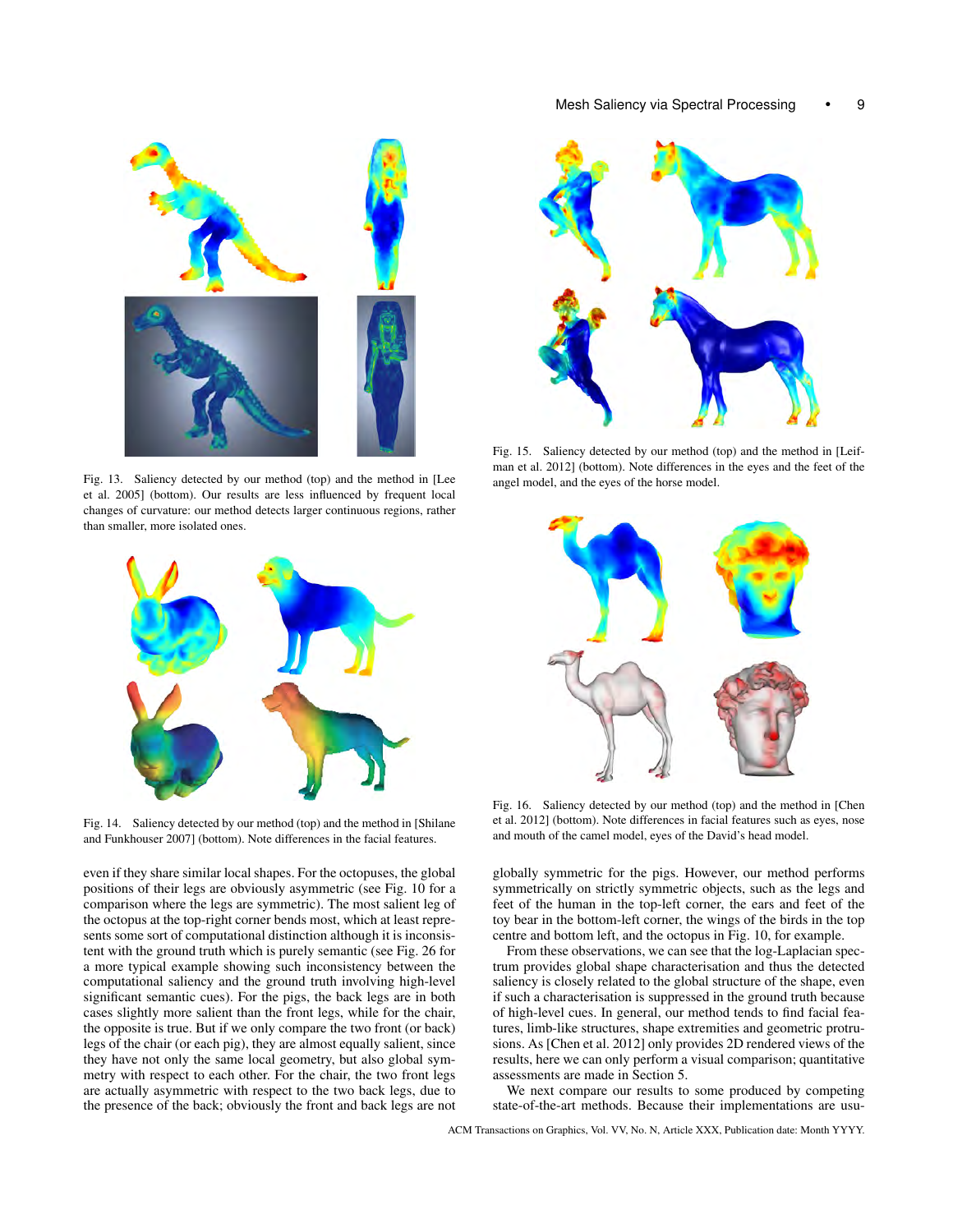Fig. 13. Saliency detected by our method (top) and the method in [Lee et al. 2005] (bottom). Our results are less influenced by frequent local changes of curvature: our method detects larger continuous regions, rather than smaller, more isolated ones.

Fig. 14. Saliency detected by our method (top) and the method in [Shilane and Funkhouser 2007] (bottom). Note differences in the facial features.

Fig. 15. Saliency detected by our method (top) and the method in [Leifman et al. 2012] (bottom). Note differences in the eyes and the feet of the angel model, and the eyes of the horse model.

Fig. 16. Saliency detected by our method (top) and the method in [Chen et al. 2012] (bottom). Note differences in facial features such as eyes, nose and mouth of the camel model, eyes of the David's head model.

even if they share similar local shapes. For the octopuses, the global positions of their legs are obviously asymmetric (see Fig. 10 for a comparison where the legs are symmetric). The most salient leg of the octopus at the top-right corner bends most, which at least represents some sort of computational distinction although it is inconsistent with the ground truth which is purely semantic (see Fig. 26 for a more typical example showing such inconsistency between the computational saliency and the ground truth involving high-level significant semantic cues). For the pigs, the back legs are in both cases slightly more salient than the front legs, while for the chair, the opposite is true. But if we only compare the two front (or back) legs of the chair (or each pig), they are almost equally salient, since they have not only the same local geometry, but also global symmetry with respect to each other. For the chair, the two front legs are actually asymmetric with respect to the two back legs, due to the presence of the back; obviously the front and back legs are not globally symmetric for the pigs. However, our method performs symmetrically on strictly symmetric objects, such as the legs and feet of the human in the top-left corner, the ears and feet of the toy bear in the bottom-left corner, the wings of the birds in the top centre and bottom left, and the octopus in Fig. 10, for example.

From these observations, we can see that the log-Laplacian spectrum provides global shape characterisation and thus the detected saliency is closely related to the global structure of the shape, even if such a characterisation is suppressed in the ground truth because of high-level cues. In general, our method tends to find facial features, limb-like structures, shape extremities and geometric protrusions. As [Chen et al. 2012] only provides 2D rendered views of the results, here we can only perform a visual comparison; quantitative assessments are made in Section 5.

We next compare our results to some produced by competing state-of-the-art methods. Because their implementations are usu-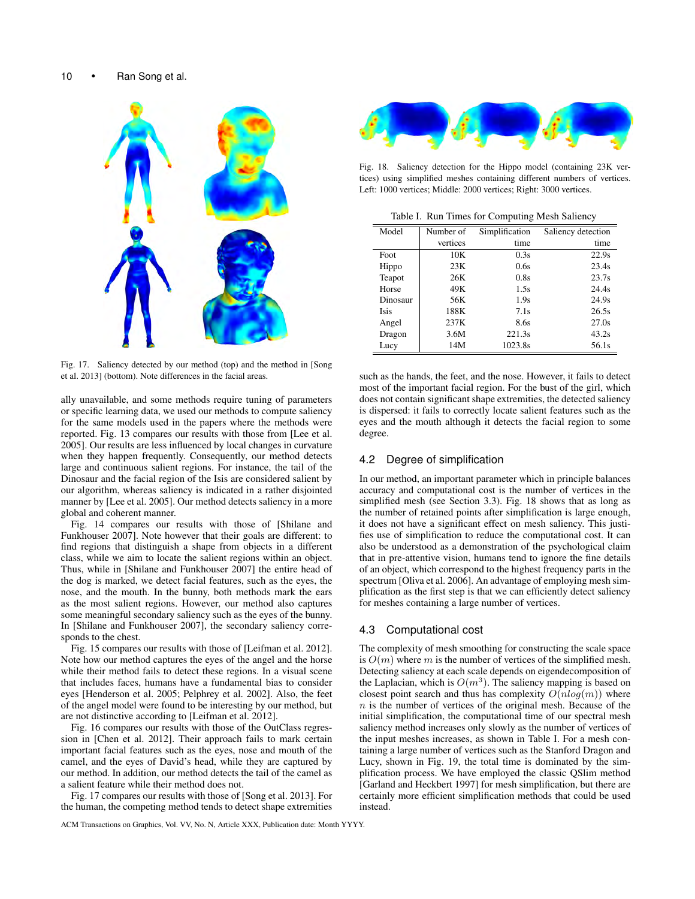Fig. 17. Saliency detected by our method (top) and the method in [Song et al. 2013] (bottom). Note differences in the facial areas.

ally unavailable, and some methods require tuning of parameters or specific learning data, we used our methods to compute saliency for the same models used in the papers where the methods were reported. Fig. 13 compares our results with those from [Lee et al. 2005]. Our results are less influenced by local changes in curvature when they happen frequently. Consequently, our method detects large and continuous salient regions. For instance, the tail of the Dinosaur and the facial region of the Isis are considered salient by our algorithm, whereas saliency is indicated in a rather disjointed manner by [Lee et al. 2005]. Our method detects saliency in a more global and coherent manner.

Fig. 14 compares our results with those of [Shilane and Funkhouser 2007]. Note however that their goals are different: to find regions that distinguish a shape from objects in a different class, while we aim to locate the salient regions within an object. Thus, while in [Shilane and Funkhouser 2007] the entire head of the dog is marked, we detect facial features, such as the eyes, the nose, and the mouth. In the bunny, both methods mark the ears as the most salient regions. However, our method also captures some meaningful secondary saliency such as the eyes of the bunny. In [Shilane and Funkhouser 2007], the secondary saliency corresponds to the chest.

Fig. 15 compares our results with those of [Leifman et al. 2012]. Note how our method captures the eyes of the angel and the horse while their method fails to detect these regions. In a visual scene that includes faces, humans have a fundamental bias to consider eyes [Henderson et al. 2005; Pelphrey et al. 2002]. Also, the feet of the angel model were found to be interesting by our method, but are not distinctive according to [Leifman et al. 2012].

Fig. 16 compares our results with those of the OutClass regression in [Chen et al. 2012]. Their approach fails to mark certain important facial features such as the eyes, nose and mouth of the camel, and the eyes of David's head, while they are captured by our method. In addition, our method detects the tail of the camel as a salient feature while their method does not.

Fig. 17 compares our results with those of [Song et al. 2013]. For the human, the competing method tends to detect shape extremities such as the hands, the feet, and the nose. However, it fails to detect most of the important facial regions. For the bust of the girl, which does not contain significant shape extremities, the detected saliency is dispersed: it fails to correctly locate salient features such as the eyes and the mouth although it detects the facial region to some degree.

Fig. 18. Saliency detection for the Hippo model (containing 23K vertices) using simplified meshes containing different numbers of vertices. Left: 1000 vertices; Middle: 2000 vertices; Right: 3000 vertices.

Table I. Run Times for Computing Mesh Saliency

| Model | Number of vertices | Simplification time | Saliency detection time |
|---|---|---|---|
| Foot | 10K | 0.3s | 22.9s |
| Hippo | 23K | 0.6s | 23.4s |
| Teapot | 26K | 0.8s | 23.7s |
| Horse | 49K | 1.5s | 24.4s |
| Dinosaur | 56K | 1.9s | 24.9s |
| Isis | 188K | 7.1s | 26.5s |
| Angel | 237K | 8.6s | 27.0s |
| Dragon | 3.6M | 221.3s | 43.2s |
| Lucy | 14M | 1023.8s | 56.1s |

## 4.2 Degree of simplification

In our method, an important parameter which in principle balances accuracy and computational cost is the number of vertices in the simplified mesh (see Section 3.3). Fig. 18 shows that as long as the number of retained points after simplification is large enough, it does not have a significant effect on mesh saliency. This justifies use of simplification to reduce the computational cost. It can also be understood as a demonstration of the psychological claim that in pre-attentive vision, humans tend to ignore the fine details of an object, which correspond to the highest frequency parts in the spectrum [Oliva et al. 2006]. An advantage of employing mesh simplification as the first step is that we can efficiently detect saliency for meshes containing a large number of vertices.

## 4.3 Computational cost

The complexity of mesh smoothing for constructing the scale space is $O(m)$ where $m$ is the number of vertices of the simplified mesh. Detecting saliency at each scale depends on eigendecomposition of the Laplacian, which is $O(m^3)$. The saliency mapping is based on closest point search and thus has complexity $O(nlog(m))$ where $n$ is the number of vertices of the original mesh. Because of the initial simplification, the computational time of our spectral mesh saliency method increases only slowly as the number of vertices of the input meshes increases, as shown in Table I. For a mesh containing a large number of vertices such as the Stanford Dragon and Lucy, shown in Fig. 19, the total time is dominated by the simplification process. We have employed the classic QSlim method [Garland and Heckbert 1997] for mesh simplification, but there are certainly more efficient simplification methods that could be used instead.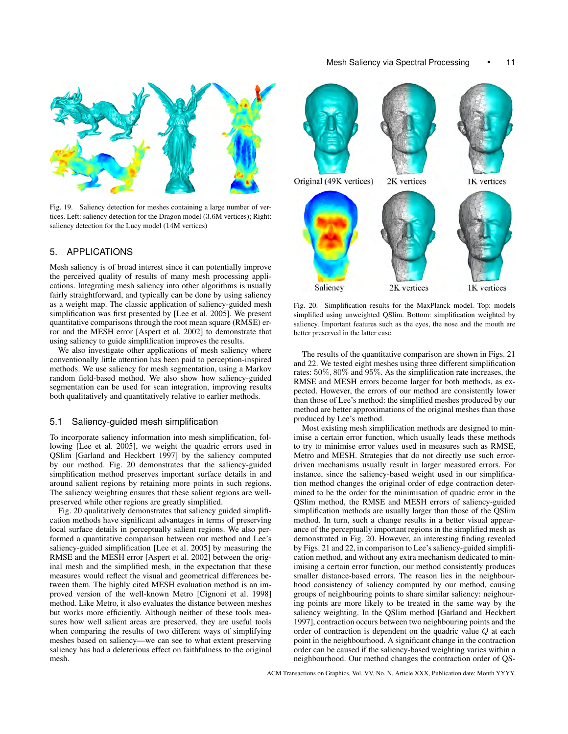Fig. 19. Saliency detection for meshes containing a large number of vertices. Left: saliency detection for the Dragon model (3.6M vertices); Right: saliency detection for the Lucy model (14M vertices)

## 5. APPLICATIONS

Mesh saliency is of broad interest since it can potentially improve the perceived quality of results of many mesh processing applications. Integrating mesh saliency into other algorithms is usually fairly straightforward, and typically can be done by using saliency as a weight map. The classic application of saliency-guided mesh simplification was first presented by [Lee et al. 2005]. We present quantitative comparisons through the root mean square (RMSE) error and the MESH error [Aspert et al. 2002] to demonstrate that using saliency to guide simplification improves the results.

We also investigate other applications of mesh saliency where conventionally little attention has been paid to perception-inspired methods. We use saliency for mesh segmentation, using a Markov random field-based method. We also show how saliency-guided segmentation can be used for scan integration, improving results both qualitatively and quantitatively relative to earlier methods.

### 5.1 Saliency-guided mesh simplification

To incorporate saliency information into mesh simplification, following [Lee et al. 2005], we weight the quadric errors used in QSlim [Garland and Heckbert 1997] by the saliency computed by our method. Fig. 20 demonstrates that the saliency-guided simplification method preserves important surface details in and around salient regions by retaining more points in such regions. The saliency weighting ensures that these salient regions are well-preserved while other regions are greatly simplified.

Fig. 20 qualitatively demonstrates that saliency guided simplification methods have significant advantages in terms of preserving local surface details in perceptually salient regions. We also performed a quantitative comparison between our method and Lee's saliency-guided simplification [Lee et al. 2005] by measuring the RMSE and the MESH error [Aspert et al. 2002] between the original mesh and the simplified mesh, in the expectation that these measures would reflect the visual and geometrical differences between them. The highly cited MESH evaluation method is an improved version of the well-known Metro [Cignoni et al. 1998] method. Like Metro, it also evaluates the distance between meshes but works more efficiently. Although neither of these tools measures how well salient areas are preserved, they are useful tools when comparing the results of two different ways of simplifying meshes based on saliency—we can see to what extent preserving saliency has had a deleterious effect on faithfulness to the original mesh.

Original (49K vertices) 2K vertices 1K vertices
Saliency 2K vertices 1K vertices

Fig. 20. Simplification results for the MaxPlanck model. Top: models simplified using unweighted QSlim. Bottom: simplification weighted by saliency. Important features such as the eyes, the nose and the mouth are better preserved in the latter case.

The results of the quantitative comparison are shown in Figs. 21 and 22. We tested eight meshes using three different simplification rates: 50%, 80% and 95%. As the simplification rate increases, the RMSE and MESH errors become larger for both methods, as expected. However, the errors of our method are consistently lower than those of Lee's method: the simplified meshes produced by our method are better approximations of the original meshes than those produced by Lee's method.

Most existing mesh simplification methods are designed to minimise a certain error function, which usually leads these methods to try to minimise error values used in measures such as RMSE, Metro and MESH. Strategies that do not directly use such error-driven mechanisms usually result in larger measured errors. For instance, since the saliency-based weight used in our simplification method changes the original order of edge contraction determined to be the order for the minimisation of quadric error in the QSlim method, the RMSE and MESH errors of saliency-guided simplification methods are usually larger than those of the QSlim method. In turn, such a change results in a better visual appearance of the perceptually important regions in the simplified mesh as demonstrated in Fig. 20. However, an interesting finding revealed by Figs. 21 and 22, in comparison to Lee's saliency-guided simplification method, and without any extra mechanism dedicated to minimising a certain error function, our method consistently produces smaller distance-based errors. The reason lies in the neighbourhood consistency of saliency computed by our method, causing groups of neighbouring points to share similar saliency: neighbouring points are more likely to be treated in the same way by the saliency weighting. In the QSlim method [Garland and Heckbert 1997], contraction occurs between two neighbouring points and the order of contraction is dependent on the quadric value $Q$ at each point in the neighbourhood. A significant change in the contraction order can be caused if the saliency-based weighting varies within a neighbourhood. Our method changes the contraction order of QS-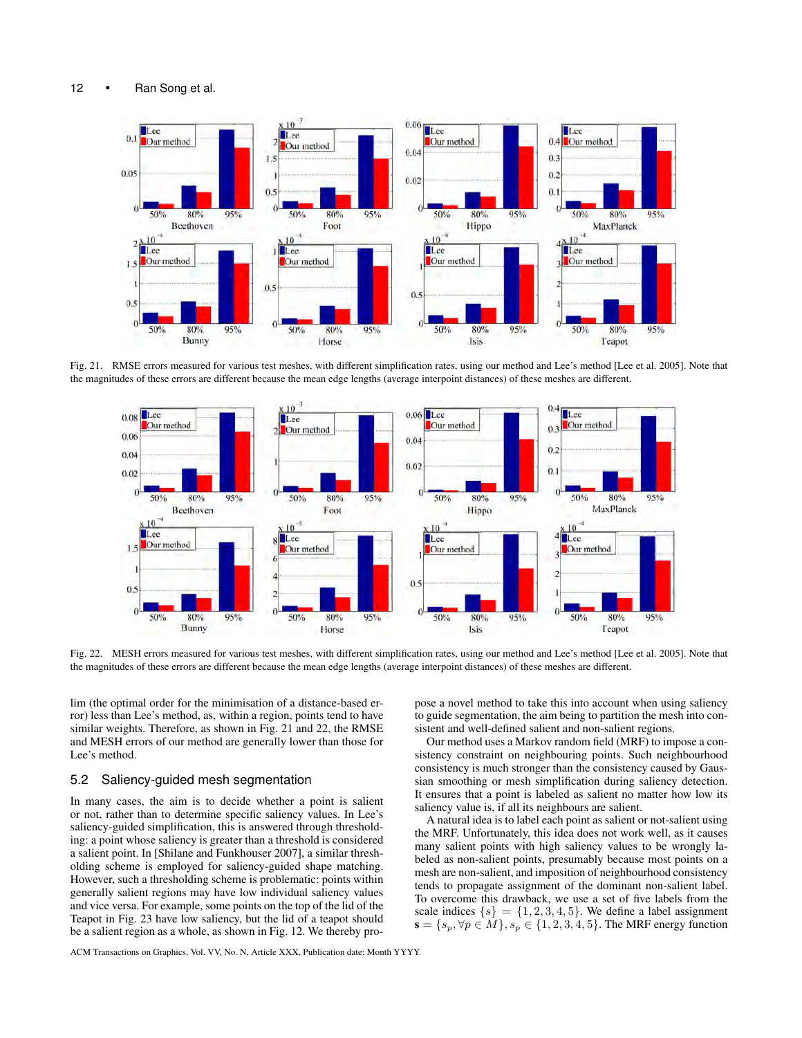Beethoven: 0.1, 0.05, 0 — Lee, Our method — 50% 80% 95%

Foot: x $10^{-3}$ — 2, 1.5, 1, 0.5, 0 — Lee, Our method — 50% 80% 95%

Hippo: 0.06, 0.04, 0.02, 0 — Lee, Our method — 50% 80% 95%

MaxPlanck: 0.4, 0.3, 0.2, 0.1, 0 — Lee, Our method — 50% 80% 95%

Bunny: x $10^{-4}$ — 2, 1.5, 1, 0.5, 0 — Lee, Our method — 50% 80% 95%

Horse: x $10^{-3}$ — 1, 0.5, 0 — Lee, Our method — 50% 80% 95%

Isis: x $10^{-4}$ — 1, 0.5, 0 — Lee, Our method — 50% 80% 95%

Teapot: x $10^{-4}$ — 4, 3, 2, 1, 0 — Lee, Our method — 50% 80% 95%

Fig. 21. RMSE errors measured for various test meshes, with different simplification rates, using our method and Lee's method [Lee et al. 2005]. Note that the magnitudes of these errors are different because the mean edge lengths (average interpoint distances) of these meshes are different.

Beethoven: 0.08, 0.06, 0.04, 0.02, 0 — Lee, Our method — 50% 80% 95%

Foot: x $10^{-3}$ — 2, 1, 0 — Lee, Our method — 50% 80% 95%

Hippo: 0.06, 0.04, 0.02, 0 — Lee, Our method — 50% 80% 95%

MaxPlanck: 0.4, 0.3, 0.2, 0.1, 0 — Lee, Our method — 50% 80% 95%

Bunny: x $10^{-4}$ — 1.5, 1, 0.5, 0 — Lee, Our method — 50% 80% 95%

Horse: x $10^{-5}$ — 8, 6, 4, 2, 0 — Lee, Our method — 50% 80% 95%

Isis: x $10^{-4}$ — 1, 0.5, 0 — Lee, Our method — 50% 80% 95%

Teapot: x $10^{-4}$ — 4, 3, 2, 1, 0 — Lee, Our method — 50% 80% 95%

Fig. 22. MESH errors measured for various test meshes, with different simplification rates, using our method and Lee's method [Lee et al. 2005]. Note that the magnitudes of these errors are different because the mean edge lengths (average interpoint distances) of these meshes are different.

lim (the optimal order for the minimisation of a distance-based error) less than Lee's method, as, within a region, points tend to have similar weights. Therefore, as shown in Fig. 21 and 22, the RMSE and MESH errors of our method are generally lower than those for Lee's method.

## 5.2 Saliency-guided mesh segmentation

In many cases, the aim is to decide whether a point is salient or not, rather than to determine specific saliency values. In Lee's saliency-guided simplification, this is answered through thresholding: a point whose saliency is greater than a threshold is considered a salient point. In [Shilane and Funkhouser 2007], a similar thresholding scheme is employed for saliency-guided shape matching. However, such a thresholding scheme is problematic: points within generally salient regions may have low individual saliency values and vice versa. For example, some points on the top of the lid of the Teapot in Fig. 23 have low saliency, but the lid of a teapot should be a salient region as a whole, as shown in Fig. 12. We thereby propose a novel method to take this into account when using saliency to guide segmentation, the aim being to partition the mesh into consistent and well-defined salient and non-salient regions.

Our method uses a Markov random field (MRF) to impose a consistency constraint on neighbouring points. Such neighbourhood consistency is much stronger than the consistency caused by Gaussian smoothing or mesh simplification during saliency detection. It ensures that a point is labeled as salient no matter how low its saliency value is, if all its neighbours are salient.

A natural idea is to label each point as salient or not-salient using the MRF. Unfortunately, this idea does not work well, as it causes many salient points with high saliency values to be wrongly labeled as non-salient points, presumably because most points on a mesh are non-salient, and imposition of neighbourhood consistency tends to propagate assignment of the dominant non-salient label. To overcome this drawback, we use a set of five labels from the scale indices $\{s\} = \{1, 2, 3, 4, 5\}$. We define a label assignment $\mathbf{s} = \{s_p, \forall p \in M\}, s_p \in \{1, 2, 3, 4, 5\}$. The MRF energy function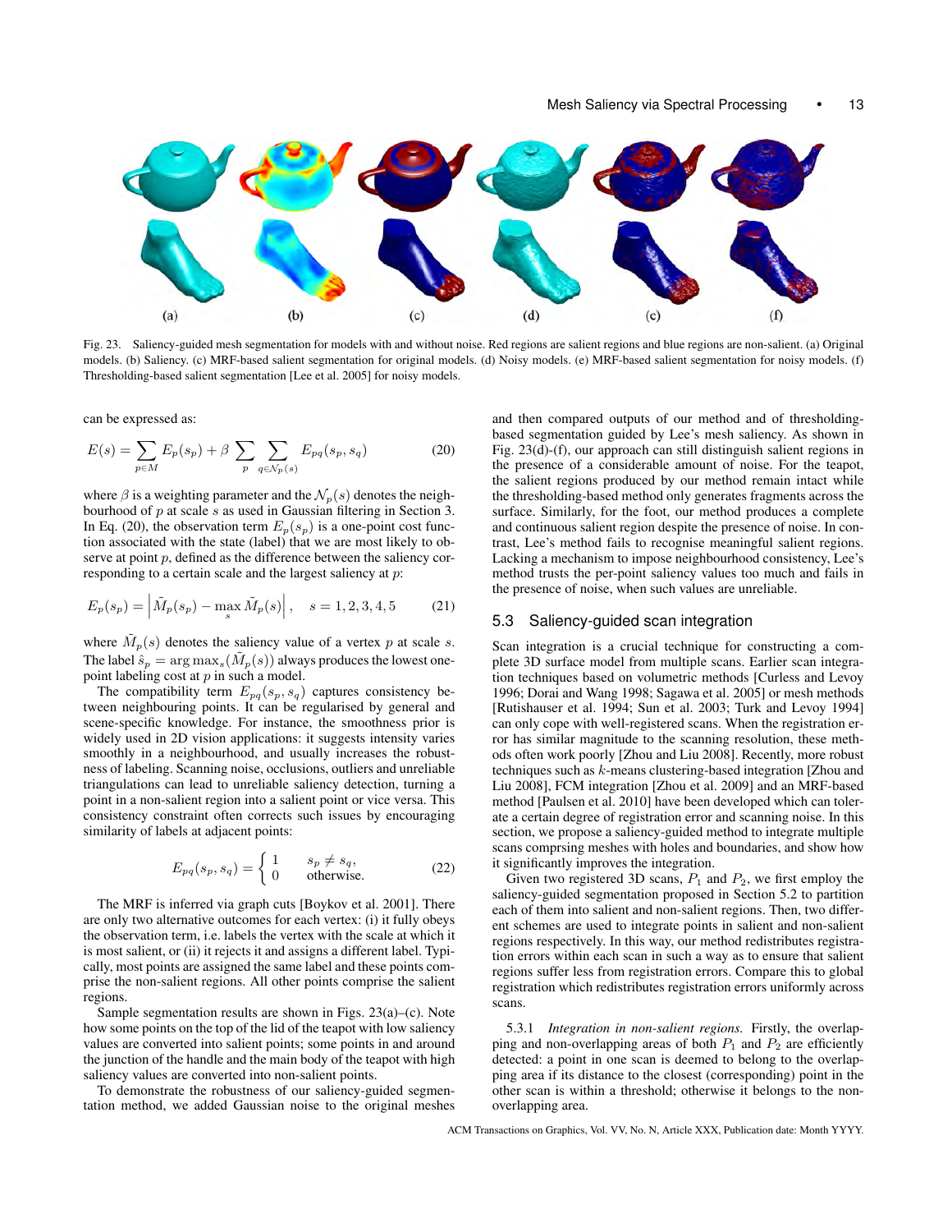Fig. 23. Saliency-guided mesh segmentation for models with and without noise. Red regions are salient regions and blue regions are non-salient. (a) Original models. (b) Saliency. (c) MRF-based salient segmentation for original models. (d) Noisy models. (e) MRF-based salient segmentation for noisy models. (f) Thresholding-based salient segmentation [Lee et al. 2005] for noisy models.

can be expressed as:

$$E(s) = \sum_{p \in M} E_p(s_p) + \beta \sum_{p} \sum_{q \in \mathcal{N}_p(s)} E_{pq}(s_p, s_q) \tag{20}$$

where $\beta$ is a weighting parameter and the $\mathcal{N}_p(s)$ denotes the neighbourhood of $p$ at scale $s$ as used in Gaussian filtering in Section 3. In Eq. (20), the observation term $E_p(s_p)$ is a one-point cost function associated with the state (label) that we are most likely to observe at point $p$, defined as the difference between the saliency corresponding to a certain scale and the largest saliency at $p$:

$$E_p(s_p) = \left| \tilde{M}_p(s_p) - \max_s \tilde{M}_p(s) \right|, \quad s = 1, 2, 3, 4, 5 \tag{21}$$

where $\tilde{M}_p(s)$ denotes the saliency value of a vertex $p$ at scale $s$. The label $\hat{s}_p = \arg\max_s(\tilde{M}_p(s))$ always produces the lowest one-point labeling cost at $p$ in such a model.

The compatibility term $E_{pq}(s_p, s_q)$ captures consistency between neighbouring points. It can be regularised by general and scene-specific knowledge. For instance, the smoothness prior is widely used in 2D vision applications: it suggests intensity varies smoothly in a neighbourhood, and usually increases the robustness of labeling. Scanning noise, occlusions, outliers and unreliable triangulations can lead to unreliable saliency detection, turning a point in a non-salient region into a salient point or vice versa. This consistency constraint often corrects such issues by encouraging similarity of labels at adjacent points:

$$E_{pq}(s_p, s_q) = \begin{cases} 1 & s_p \neq s_q, \\ 0 & \text{otherwise.} \end{cases} \tag{22}$$

The MRF is inferred via graph cuts [Boykov et al. 2001]. There are only two alternative outcomes for each vertex: (i) it fully obeys the observation term, i.e. labels the vertex with the scale at which it is most salient, or (ii) it rejects it and assigns a different label. Typically, most points are assigned the same label and these points comprise the non-salient regions. All other points comprise the salient regions.

Sample segmentation results are shown in Figs. 23(a)–(c). Note how some points on the top of the lid of the teapot with low saliency values are converted into salient points; some points in and around the junction of the handle and the main body of the teapot with high saliency values are converted into non-salient points.

To demonstrate the robustness of our saliency-guided segmentation method, we added Gaussian noise to the original meshes and then compared outputs of our method and of thresholding-based segmentation guided by Lee's mesh saliency. As shown in Fig. 23(d)-(f), our approach can still distinguish salient regions in the presence of a considerable amount of noise. For the teapot, the salient regions produced by our method remain intact while the thresholding-based method only generates fragments across the surface. Similarly, for the foot, our method produces a complete and continuous salient region despite the presence of noise. In contrast, Lee's method fails to recognise meaningful salient regions. Lacking a mechanism to impose neighbourhood consistency, Lee's method trusts the per-point saliency values too much and fails in the presence of noise, when such values are unreliable.

## 5.3 Saliency-guided scan integration

Scan integration is a crucial technique for constructing a complete 3D surface model from multiple scans. Earlier scan integration techniques based on volumetric methods [Curless and Levoy 1996; Dorai and Wang 1998; Sagawa et al. 2005] or mesh methods [Rutishauser et al. 1994; Sun et al. 2003; Turk and Levoy 1994] can only cope with well-registered scans. When the registration error has similar magnitude to the scanning resolution, these methods often work poorly [Zhou and Liu 2008]. Recently, more robust techniques such as $k$-means clustering-based integration [Zhou and Liu 2008], FCM integration [Zhou et al. 2009] and an MRF-based method [Paulsen et al. 2010] have been developed which can tolerate a certain degree of registration error and scanning noise. In this section, we propose a saliency-guided method to integrate multiple scans comprsing meshes with holes and boundaries, and show how it significantly improves the integration.

Given two registered 3D scans, $P_1$ and $P_2$, we first employ the saliency-guided segmentation proposed in Section 5.2 to partition each of them into salient and non-salient regions. Then, two different schemes are used to integrate points in salient and non-salient regions respectively. In this way, our method redistributes registration errors within each scan in such a way as to ensure that salient regions suffer less from registration errors. Compare this to global registration which redistributes registration errors uniformly across scans.

5.3.1 *Integration in non-salient regions.* Firstly, the overlapping and non-overlapping areas of both $P_1$ and $P_2$ are efficiently detected: a point in one scan is deemed to belong to the overlapping area if its distance to the closest (corresponding) point in the other scan is within a threshold; otherwise it belongs to the non-overlapping area.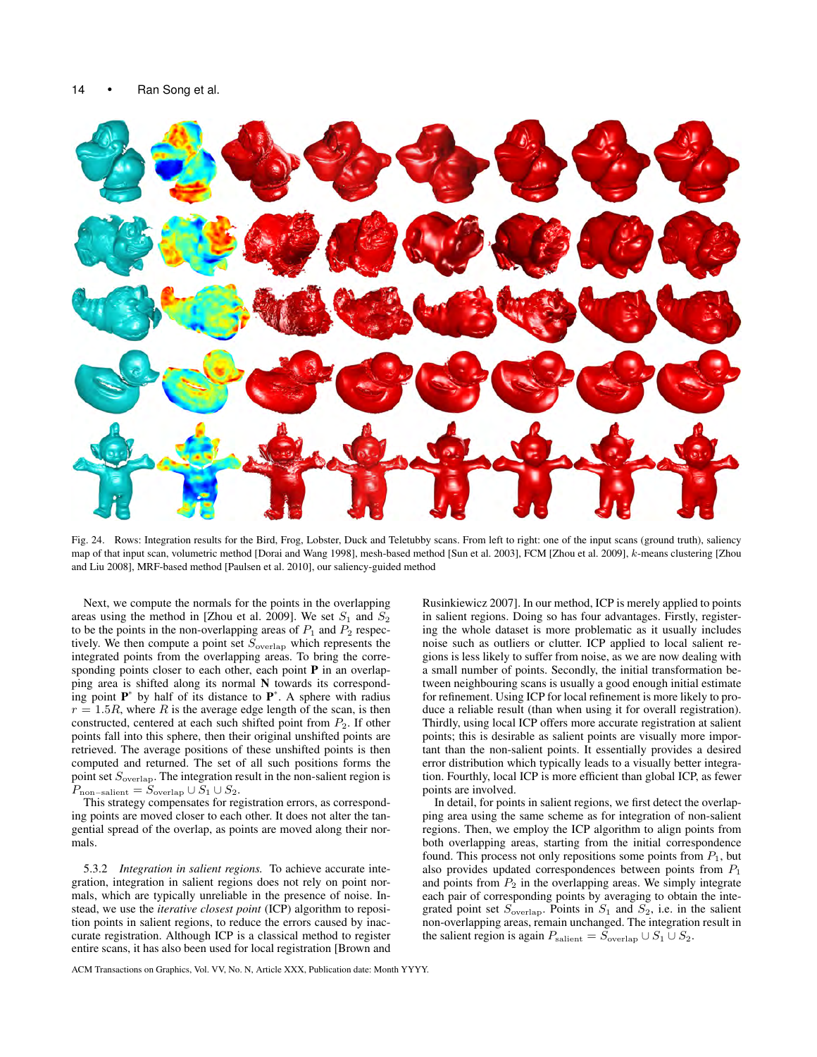Fig. 24. Rows: Integration results for the Bird, Frog, Lobster, Duck and Teletubby scans. From left to right: one of the input scans (ground truth), saliency map of that input scan, volumetric method [Dorai and Wang 1998], mesh-based method [Sun et al. 2003], FCM [Zhou et al. 2009], $k$-means clustering [Zhou and Liu 2008], MRF-based method [Paulsen et al. 2010], our saliency-guided method

Next, we compute the normals for the points in the overlapping areas using the method in [Zhou et al. 2009]. We set $S_1$ and $S_2$ to be the points in the non-overlapping areas of $P_1$ and $P_2$ respectively. We then compute a point set $S_{\mathrm{overlap}}$ which represents the integrated points from the overlapping areas. To bring the corresponding points closer to each other, each point $\mathbf{P}$ in an overlapping area is shifted along its normal $\mathbf{N}$ towards its corresponding point $\mathbf{P}^{*}$ by half of its distance to $\mathbf{P}^{*}$. A sphere with radius $r = 1.5R$, where $R$ is the average edge length of the scan, is then constructed, centered at each such shifted point from $P_2$. If other points fall into this sphere, then their original unshifted points are retrieved. The average positions of these unshifted points is then computed and returned. The set of all such positions forms the point set $S_{\mathrm{overlap}}$. The integration result in the non-salient region is $P_{\mathrm{non-salient}} = S_{\mathrm{overlap}} \cup S_1 \cup S_2$.

This strategy compensates for registration errors, as corresponding points are moved closer to each other. It does not alter the tangential spread of the overlap, as points are moved along their normals.

5.3.2 *Integration in salient regions.* To achieve accurate integration, integration in salient regions does not rely on point normals, which are typically unreliable in the presence of noise. Instead, we use the *iterative closest point* (ICP) algorithm to reposition points in salient regions, to reduce the errors caused by inaccurate registration. Although ICP is a classical method to register entire scans, it has also been used for local registration [Brown and Rusinkiewicz 2007]. In our method, ICP is merely applied to points in salient regions. Doing so has four advantages. Firstly, registering the whole dataset is more problematic as it usually includes noise such as outliers or clutter. ICP applied to local salient regions is less likely to suffer from noise, as we are now dealing with a small number of points. Secondly, the initial transformation between neighbouring scans is usually a good enough initial estimate for refinement. Using ICP for local refinement is more likely to produce a reliable result (than when using it for overall registration). Thirdly, using local ICP offers more accurate registration at salient points; this is desirable as salient points are visually more important than the non-salient points. It essentially provides a desired error distribution which typically leads to a visually better integration. Fourthly, local ICP is more efficient than global ICP, as fewer points are involved.

In detail, for points in salient regions, we first detect the overlapping area using the same scheme as for integration of non-salient regions. Then, we employ the ICP algorithm to align points from both overlapping areas, starting from the initial correspondence found. This process not only repositions some points from $P_1$, but also provides updated correspondences between points from $P_1$ and points from $P_2$ in the overlapping areas. We simply integrate each pair of corresponding points by averaging to obtain the integrated point set $S_{\mathrm{overlap}}$. Points in $S_1$ and $S_2$, i.e. in the salient non-overlapping areas, remain unchanged. The integration result in the salient region is again $P_{\mathrm{salient}} = S_{\mathrm{overlap}} \cup S_1 \cup S_2$.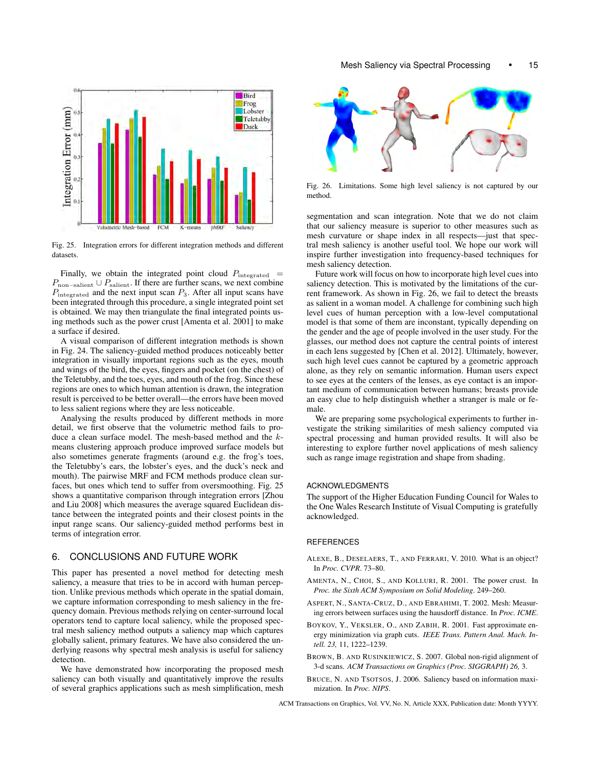Integration Error (mm)

0.6
0.5
0.4
0.3
0.2
0.1
0

Bird
Frog
Lobster
Teletubby
Duck

Volumetric Mesh-based FCM K-means pMRF Saliency

Fig. 25. Integration errors for different integration methods and different datasets.

Finally, we obtain the integrated point cloud $P_{\text{integrated}} = P_{\text{non-salient}} \cup P_{\text{salient}}$. If there are further scans, we next combine $P_{\text{integrated}}$ and the next input scan $P_3$. After all input scans have been integrated through this procedure, a single integrated point set is obtained. We may then triangulate the final integrated points using methods such as the power crust [Amenta et al. 2001] to make a surface if desired.

A visual comparison of different integration methods is shown in Fig. 24. The saliency-guided method produces noticeably better integration in visually important regions such as the eyes, mouth and wings of the bird, the eyes, fingers and pocket (on the chest) of the Teletubby, and the toes, eyes, and mouth of the frog. Since these regions are ones to which human attention is drawn, the integration result is perceived to be better overall—the errors have been moved to less salient regions where they are less noticeable.

Analysing the results produced by different methods in more detail, we first observe that the volumetric method fails to produce a clean surface model. The mesh-based method and the $k$-means clustering approach produce improved surface models but also sometimes generate fragments (around e.g. the frog's toes, the Teletubby's ears, the lobster's eyes, and the duck's neck and mouth). The pairwise MRF and FCM methods produce clean surfaces, but ones which tend to suffer from oversmoothing. Fig. 25 shows a quantitative comparison through integration errors [Zhou and Liu 2008] which measures the average squared Euclidean distance between the integrated points and their closest points in the input range scans. Our saliency-guided method performs best in terms of integration error.

## 6. CONCLUSIONS AND FUTURE WORK

This paper has presented a novel method for detecting mesh saliency, a measure that tries to be in accord with human perception. Unlike previous methods which operate in the spatial domain, we capture information corresponding to mesh saliency in the frequency domain. Previous methods relying on center-surround local operators tend to capture local saliency, while the proposed spectral mesh saliency method outputs a saliency map which captures globally salient, primary features. We have also considered the underlying reasons why spectral mesh analysis is useful for saliency detection.

We have demonstrated how incorporating the proposed mesh saliency can both visually and quantitatively improve the results of several graphics applications such as mesh simplification, mesh segmentation and scan integration. Note that we do not claim that our saliency measure is superior to other measures such as mesh curvature or shape index in all respects—just that spectral mesh saliency is another useful tool. We hope our work will inspire further investigation into frequency-based techniques for mesh saliency detection.

Fig. 26. Limitations. Some high level saliency is not captured by our method.

Future work will focus on how to incorporate high level cues into saliency detection. This is motivated by the limitations of the current framework. As shown in Fig. 26, we fail to detect the breasts as salient in a woman model. A challenge for combining such high level cues of human perception with a low-level computational model is that some of them are inconstant, typically depending on the gender and the age of people involved in the user study. For the glasses, our method does not capture the central points of interest in each lens suggested by [Chen et al. 2012]. Ultimately, however, such high level cues cannot be captured by a geometric approach alone, as they rely on semantic information. Human users expect to see eyes at the centers of the lenses, as eye contact is an important medium of communication between humans; breasts provide an easy clue to help distinguish whether a stranger is male or female.

We are preparing some psychological experiments to further investigate the striking similarities of mesh saliency computed via spectral processing and human provided results. It will also be interesting to explore further novel applications of mesh saliency such as range image registration and shape from shading.

## ACKNOWLEDGMENTS

The support of the Higher Education Funding Council for Wales to the One Wales Research Institute of Visual Computing is gratefully acknowledged.

## REFERENCES

Alexe, B., Deselaers, T., and Ferrari, V. 2010. What is an object? In *Proc. CVPR*. 73–80.

Amenta, N., Choi, S., and Kolluri, R. 2001. The power crust. In *Proc. the Sixth ACM Symposium on Solid Modeling*. 249–260.

Aspert, N., Santa-Cruz, D., and Ebrahimi, T. 2002. Mesh: Measuring errors between surfaces using the hausdorff distance. In *Proc. ICME*.

Boykov, Y., Veksler, O., and Zabih, R. 2001. Fast approximate energy minimization via graph cuts. *IEEE Trans. Pattern Anal. Mach. Intell. 23,* 11, 1222–1239.

Brown, B. and Rusinkiewicz, S. 2007. Global non-rigid alignment of 3-d scans. *ACM Transactions on Graphics (Proc. SIGGRAPH) 26,* 3.

Bruce, N. and Tsotsos, J. 2006. Saliency based on information maximization. In *Proc. NIPS*.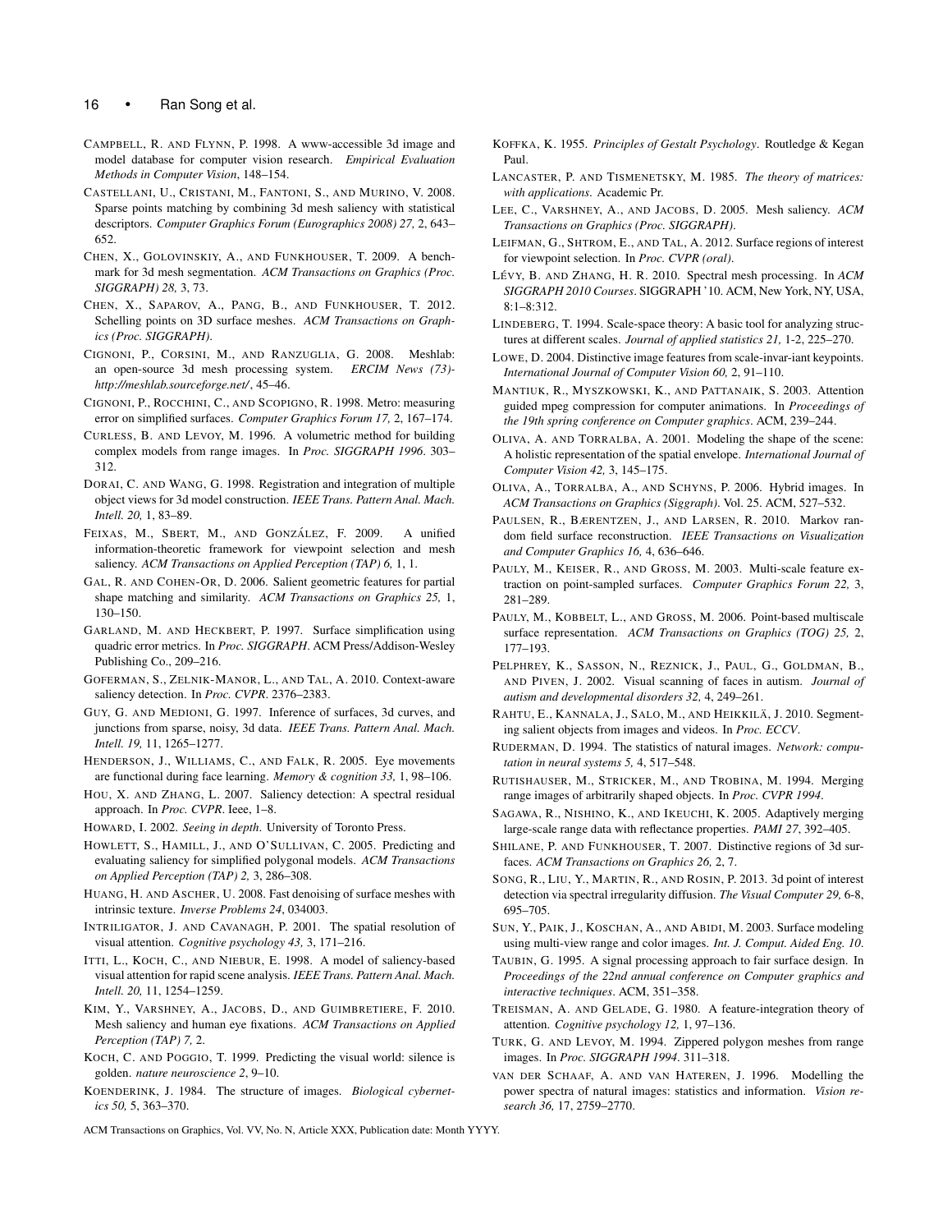CAMPBELL, R. AND FLYNN, P. 1998. A www-accessible 3d image and model database for computer vision research. *Empirical Evaluation Methods in Computer Vision*, 148–154.

CASTELLANI, U., CRISTANI, M., FANTONI, S., AND MURINO, V. 2008. Sparse points matching by combining 3d mesh saliency with statistical descriptors. *Computer Graphics Forum (Eurographics 2008) 27,* 2, 643–652.

CHEN, X., GOLOVINSKIY, A., AND FUNKHOUSER, T. 2009. A benchmark for 3d mesh segmentation. *ACM Transactions on Graphics (Proc. SIGGRAPH) 28,* 3, 73.

CHEN, X., SAPAROV, A., PANG, B., AND FUNKHOUSER, T. 2012. Schelling points on 3D surface meshes. *ACM Transactions on Graphics (Proc. SIGGRAPH)*.

CIGNONI, P., CORSINI, M., AND RANZUGLIA, G. 2008. Meshlab: an open-source 3d mesh processing system. *ERCIM News (73)-http://meshlab.sourceforge.net/*, 45–46.

CIGNONI, P., ROCCHINI, C., AND SCOPIGNO, R. 1998. Metro: measuring error on simplified surfaces. *Computer Graphics Forum 17,* 2, 167–174.

CURLESS, B. AND LEVOY, M. 1996. A volumetric method for building complex models from range images. In *Proc. SIGGRAPH 1996*. 303–312.

DORAI, C. AND WANG, G. 1998. Registration and integration of multiple object views for 3d model construction. *IEEE Trans. Pattern Anal. Mach. Intell. 20,* 1, 83–89.

FEIXAS, M., SBERT, M., AND GONZÁLEZ, F. 2009. A unified information-theoretic framework for viewpoint selection and mesh saliency. *ACM Transactions on Applied Perception (TAP) 6,* 1, 1.

GAL, R. AND COHEN-OR, D. 2006. Salient geometric features for partial shape matching and similarity. *ACM Transactions on Graphics 25,* 1, 130–150.

GARLAND, M. AND HECKBERT, P. 1997. Surface simplification using quadric error metrics. In *Proc. SIGGRAPH*. ACM Press/Addison-Wesley Publishing Co., 209–216.

GOFERMAN, S., ZELNIK-MANOR, L., AND TAL, A. 2010. Context-aware saliency detection. In *Proc. CVPR*. 2376–2383.

GUY, G. AND MEDIONI, G. 1997. Inference of surfaces, 3d curves, and junctions from sparse, noisy, 3d data. *IEEE Trans. Pattern Anal. Mach. Intell. 19,* 11, 1265–1277.

HENDERSON, J., WILLIAMS, C., AND FALK, R. 2005. Eye movements are functional during face learning. *Memory & cognition 33,* 1, 98–106.

HOU, X. AND ZHANG, L. 2007. Saliency detection: A spectral residual approach. In *Proc. CVPR*. Ieee, 1–8.

HOWARD, I. 2002. *Seeing in depth*. University of Toronto Press.

HOWLETT, S., HAMILL, J., AND O'SULLIVAN, C. 2005. Predicting and evaluating saliency for simplified polygonal models. *ACM Transactions on Applied Perception (TAP) 2,* 3, 286–308.

HUANG, H. AND ASCHER, U. 2008. Fast denoising of surface meshes with intrinsic texture. *Inverse Problems 24*, 034003.

INTRILIGATOR, J. AND CAVANAGH, P. 2001. The spatial resolution of visual attention. *Cognitive psychology 43,* 3, 171–216.

ITTI, L., KOCH, C., AND NIEBUR, E. 1998. A model of saliency-based visual attention for rapid scene analysis. *IEEE Trans. Pattern Anal. Mach. Intell. 20,* 11, 1254–1259.

KIM, Y., VARSHNEY, A., JACOBS, D., AND GUIMBRETIERE, F. 2010. Mesh saliency and human eye fixations. *ACM Transactions on Applied Perception (TAP) 7,* 2.

KOCH, C. AND POGGIO, T. 1999. Predicting the visual world: silence is golden. *nature neuroscience 2*, 9–10.

KOENDERINK, J. 1984. The structure of images. *Biological cybernetics 50,* 5, 363–370.

KOFFKA, K. 1955. *Principles of Gestalt Psychology*. Routledge & Kegan Paul.

LANCASTER, P. AND TISMENETSKY, M. 1985. *The theory of matrices: with applications*. Academic Pr.

LEE, C., VARSHNEY, A., AND JACOBS, D. 2005. Mesh saliency. *ACM Transactions on Graphics (Proc. SIGGRAPH)*.

LEIFMAN, G., SHTROM, E., AND TAL, A. 2012. Surface regions of interest for viewpoint selection. In *Proc. CVPR (oral)*.

LÉVY, B. AND ZHANG, H. R. 2010. Spectral mesh processing. In *ACM SIGGRAPH 2010 Courses*. SIGGRAPH '10. ACM, New York, NY, USA, 8:1–8:312.

LINDEBERG, T. 1994. Scale-space theory: A basic tool for analyzing structures at different scales. *Journal of applied statistics 21,* 1-2, 225–270.

LOWE, D. 2004. Distinctive image features from scale-invar-iant keypoints. *International Journal of Computer Vision 60,* 2, 91–110.

MANTIUK, R., MYSZKOWSKI, K., AND PATTANAIK, S. 2003. Attention guided mpeg compression for computer animations. In *Proceedings of the 19th spring conference on Computer graphics*. ACM, 239–244.

OLIVA, A. AND TORRALBA, A. 2001. Modeling the shape of the scene: A holistic representation of the spatial envelope. *International Journal of Computer Vision 42,* 3, 145–175.

OLIVA, A., TORRALBA, A., AND SCHYNS, P. 2006. Hybrid images. In *ACM Transactions on Graphics (Siggraph)*. Vol. 25. ACM, 527–532.

PAULSEN, R., BÆRENTZEN, J., AND LARSEN, R. 2010. Markov random field surface reconstruction. *IEEE Transactions on Visualization and Computer Graphics 16,* 4, 636–646.

PAULY, M., KEISER, R., AND GROSS, M. 2003. Multi-scale feature extraction on point-sampled surfaces. *Computer Graphics Forum 22,* 3, 281–289.

PAULY, M., KOBBELT, L., AND GROSS, M. 2006. Point-based multiscale surface representation. *ACM Transactions on Graphics (TOG) 25,* 2, 177–193.

PELPHREY, K., SASSON, N., REZNICK, J., PAUL, G., GOLDMAN, B., AND PIVEN, J. 2002. Visual scanning of faces in autism. *Journal of autism and developmental disorders 32,* 4, 249–261.

RAHTU, E., KANNALA, J., SALO, M., AND HEIKKILÄ, J. 2010. Segmenting salient objects from images and videos. In *Proc. ECCV*.

RUDERMAN, D. 1994. The statistics of natural images. *Network: computation in neural systems 5,* 4, 517–548.

RUTISHAUSER, M., STRICKER, M., AND TROBINA, M. 1994. Merging range images of arbitrarily shaped objects. In *Proc. CVPR 1994*.

SAGAWA, R., NISHINO, K., AND IKEUCHI, K. 2005. Adaptively merging large-scale range data with reflectance properties. *PAMI 27*, 392–405.

SHILANE, P. AND FUNKHOUSER, T. 2007. Distinctive regions of 3d surfaces. *ACM Transactions on Graphics 26,* 2, 7.

SONG, R., LIU, Y., MARTIN, R., AND ROSIN, P. 2013. 3d point of interest detection via spectral irregularity diffusion. *The Visual Computer 29,* 6-8, 695–705.

SUN, Y., PAIK, J., KOSCHAN, A., AND ABIDI, M. 2003. Surface modeling using multi-view range and color images. *Int. J. Comput. Aided Eng. 10*.

TAUBIN, G. 1995. A signal processing approach to fair surface design. In *Proceedings of the 22nd annual conference on Computer graphics and interactive techniques*. ACM, 351–358.

TREISMAN, A. AND GELADE, G. 1980. A feature-integration theory of attention. *Cognitive psychology 12,* 1, 97–136.

TURK, G. AND LEVOY, M. 1994. Zippered polygon meshes from range images. In *Proc. SIGGRAPH 1994*. 311–318.

VAN DER SCHAAF, A. AND VAN HATEREN, J. 1996. Modelling the power spectra of natural images: statistics and information. *Vision research 36,* 17, 2759–2770.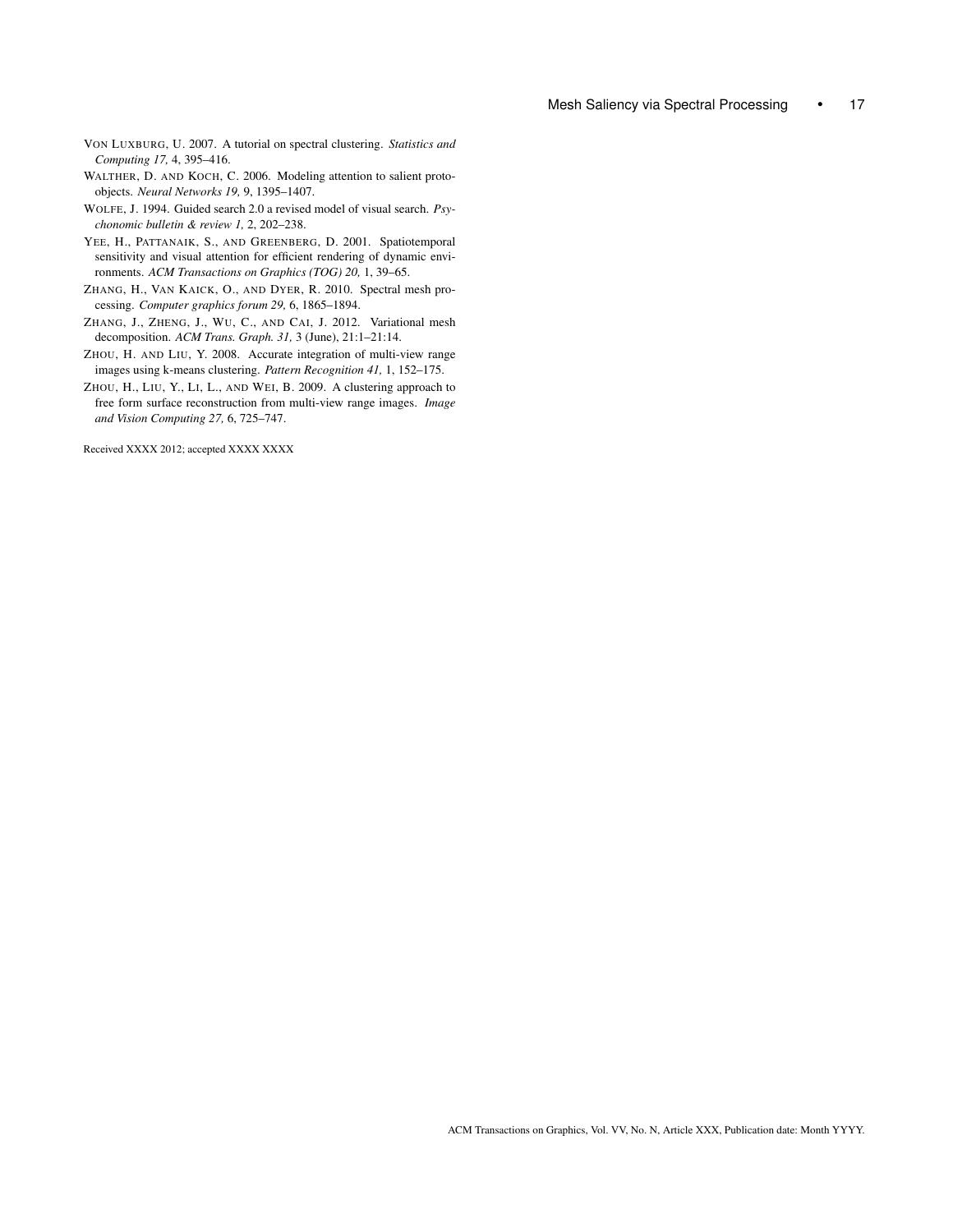VON LUXBURG, U. 2007. A tutorial on spectral clustering. *Statistics and Computing 17,* 4, 395–416.

WALTHER, D. AND KOCH, C. 2006. Modeling attention to salient proto-objects. *Neural Networks 19,* 9, 1395–1407.

WOLFE, J. 1994. Guided search 2.0 a revised model of visual search. *Psychonomic bulletin & review 1,* 2, 202–238.

YEE, H., PATTANAIK, S., AND GREENBERG, D. 2001. Spatiotemporal sensitivity and visual attention for efficient rendering of dynamic environments. *ACM Transactions on Graphics (TOG) 20,* 1, 39–65.

ZHANG, H., VAN KAICK, O., AND DYER, R. 2010. Spectral mesh processing. *Computer graphics forum 29,* 6, 1865–1894.

ZHANG, J., ZHENG, J., WU, C., AND CAI, J. 2012. Variational mesh decomposition. *ACM Trans. Graph. 31,* 3 (June), 21:1–21:14.

ZHOU, H. AND LIU, Y. 2008. Accurate integration of multi-view range images using k-means clustering. *Pattern Recognition 41,* 1, 152–175.

ZHOU, H., LIU, Y., LI, L., AND WEI, B. 2009. A clustering approach to free form surface reconstruction from multi-view range images. *Image and Vision Computing 27,* 6, 725–747.

Received XXXX 2012; accepted XXXX XXXX